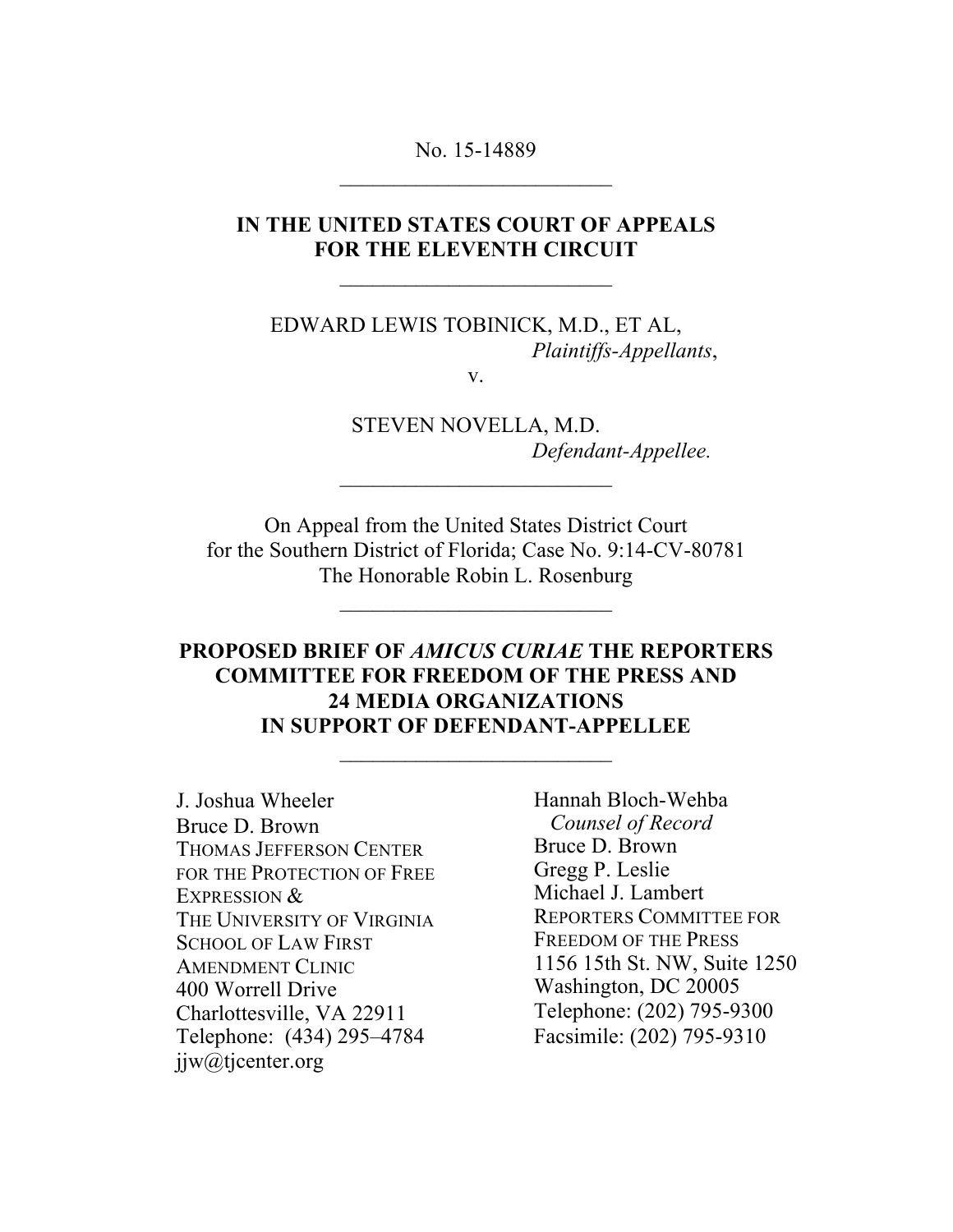No. 15-14889

---

**IN THE UNITED STATES COURT OF APPEALS**
**FOR THE ELEVENTH CIRCUIT**

---

EDWARD LEWIS TOBINICK, M.D., ET AL,
*Plaintiffs-Appellants*,

v.

STEVEN NOVELLA, M.D.
*Defendant-Appellee.*

---

On Appeal from the United States District Court
for the Southern District of Florida; Case No. 9:14-CV-80781
The Honorable Robin L. Rosenburg

---

**PROPOSED BRIEF OF *AMICUS CURIAE* THE REPORTERS COMMITTEE FOR FREEDOM OF THE PRESS AND 24 MEDIA ORGANIZATIONS IN SUPPORT OF DEFENDANT-APPELLEE**

---

J. Joshua Wheeler
Bruce D. Brown
THOMAS JEFFERSON CENTER FOR THE PROTECTION OF FREE EXPRESSION &
THE UNIVERSITY OF VIRGINIA SCHOOL OF LAW FIRST AMENDMENT CLINIC
400 Worrell Drive
Charlottesville, VA 22911
Telephone: (434) 295–4784
jjw@tjcenter.org

Hannah Bloch-Wehba
*Counsel of Record*
Bruce D. Brown
Gregg P. Leslie
Michael J. Lambert
REPORTERS COMMITTEE FOR FREEDOM OF THE PRESS
1156 15th St. NW, Suite 1250
Washington, DC 20005
Telephone: (202) 795-9300
Facsimile: (202) 795-9310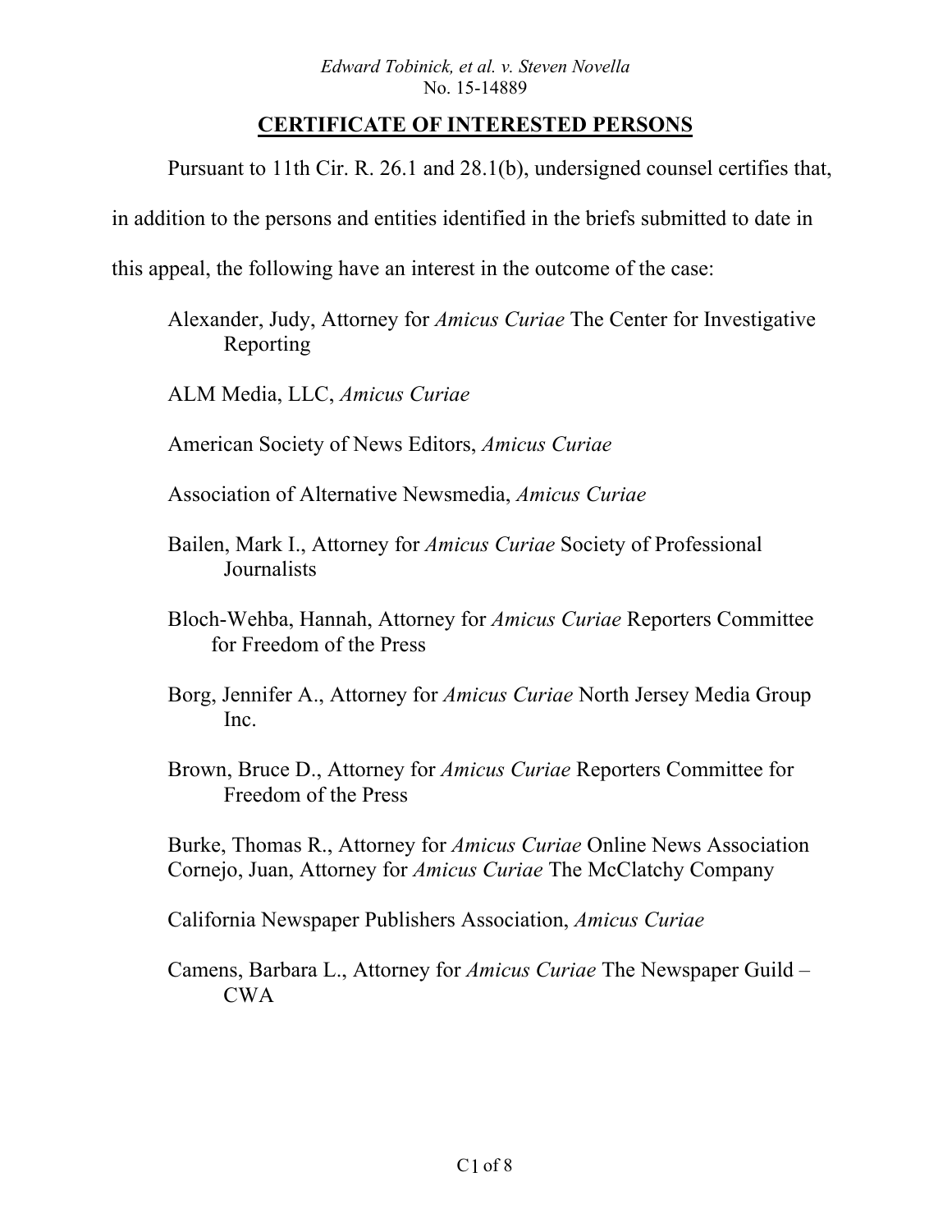*Edward Tobinick, et al. v. Steven Novella*
No. 15-14889

## CERTIFICATE OF INTERESTED PERSONS

Pursuant to 11th Cir. R. 26.1 and 28.1(b), undersigned counsel certifies that, in addition to the persons and entities identified in the briefs submitted to date in this appeal, the following have an interest in the outcome of the case:

Alexander, Judy, Attorney for *Amicus Curiae* The Center for Investigative Reporting

ALM Media, LLC, *Amicus Curiae*

American Society of News Editors, *Amicus Curiae*

Association of Alternative Newsmedia, *Amicus Curiae*

Bailen, Mark I., Attorney for *Amicus Curiae* Society of Professional Journalists

Bloch-Wehba, Hannah, Attorney for *Amicus Curiae* Reporters Committee for Freedom of the Press

Borg, Jennifer A., Attorney for *Amicus Curiae* North Jersey Media Group Inc.

Brown, Bruce D., Attorney for *Amicus Curiae* Reporters Committee for Freedom of the Press

Burke, Thomas R., Attorney for *Amicus Curiae* Online News Association
Cornejo, Juan, Attorney for *Amicus Curiae* The McClatchy Company

California Newspaper Publishers Association, *Amicus Curiae*

Camens, Barbara L., Attorney for *Amicus Curiae* The Newspaper Guild – CWA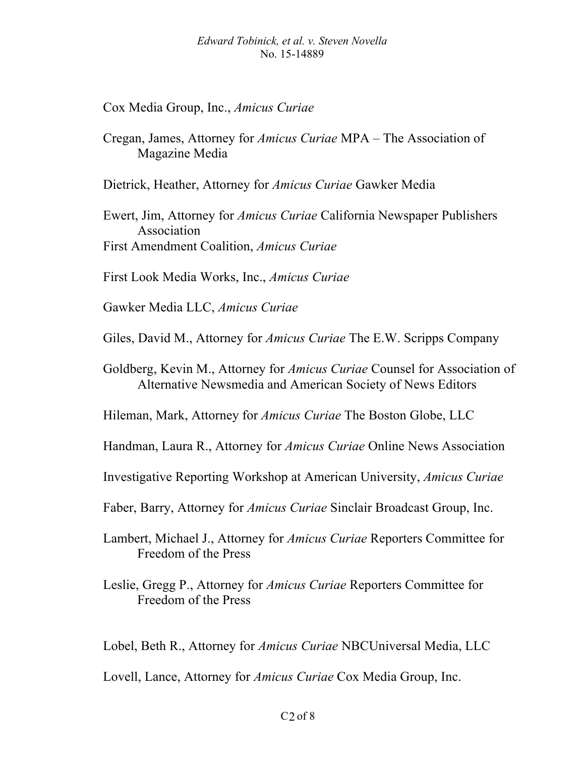Cox Media Group, Inc., *Amicus Curiae*

Cregan, James, Attorney for *Amicus Curiae* MPA – The Association of Magazine Media

Dietrick, Heather, Attorney for *Amicus Curiae* Gawker Media

Ewert, Jim, Attorney for *Amicus Curiae* California Newspaper Publishers Association

First Amendment Coalition, *Amicus Curiae*

First Look Media Works, Inc., *Amicus Curiae*

Gawker Media LLC, *Amicus Curiae*

Giles, David M., Attorney for *Amicus Curiae* The E.W. Scripps Company

Goldberg, Kevin M., Attorney for *Amicus Curiae* Counsel for Association of Alternative Newsmedia and American Society of News Editors

Hileman, Mark, Attorney for *Amicus Curiae* The Boston Globe, LLC

Handman, Laura R., Attorney for *Amicus Curiae* Online News Association

Investigative Reporting Workshop at American University, *Amicus Curiae*

Faber, Barry, Attorney for *Amicus Curiae* Sinclair Broadcast Group, Inc.

Lambert, Michael J., Attorney for *Amicus Curiae* Reporters Committee for Freedom of the Press

Leslie, Gregg P., Attorney for *Amicus Curiae* Reporters Committee for Freedom of the Press

Lobel, Beth R., Attorney for *Amicus Curiae* NBCUniversal Media, LLC

Lovell, Lance, Attorney for *Amicus Curiae* Cox Media Group, Inc.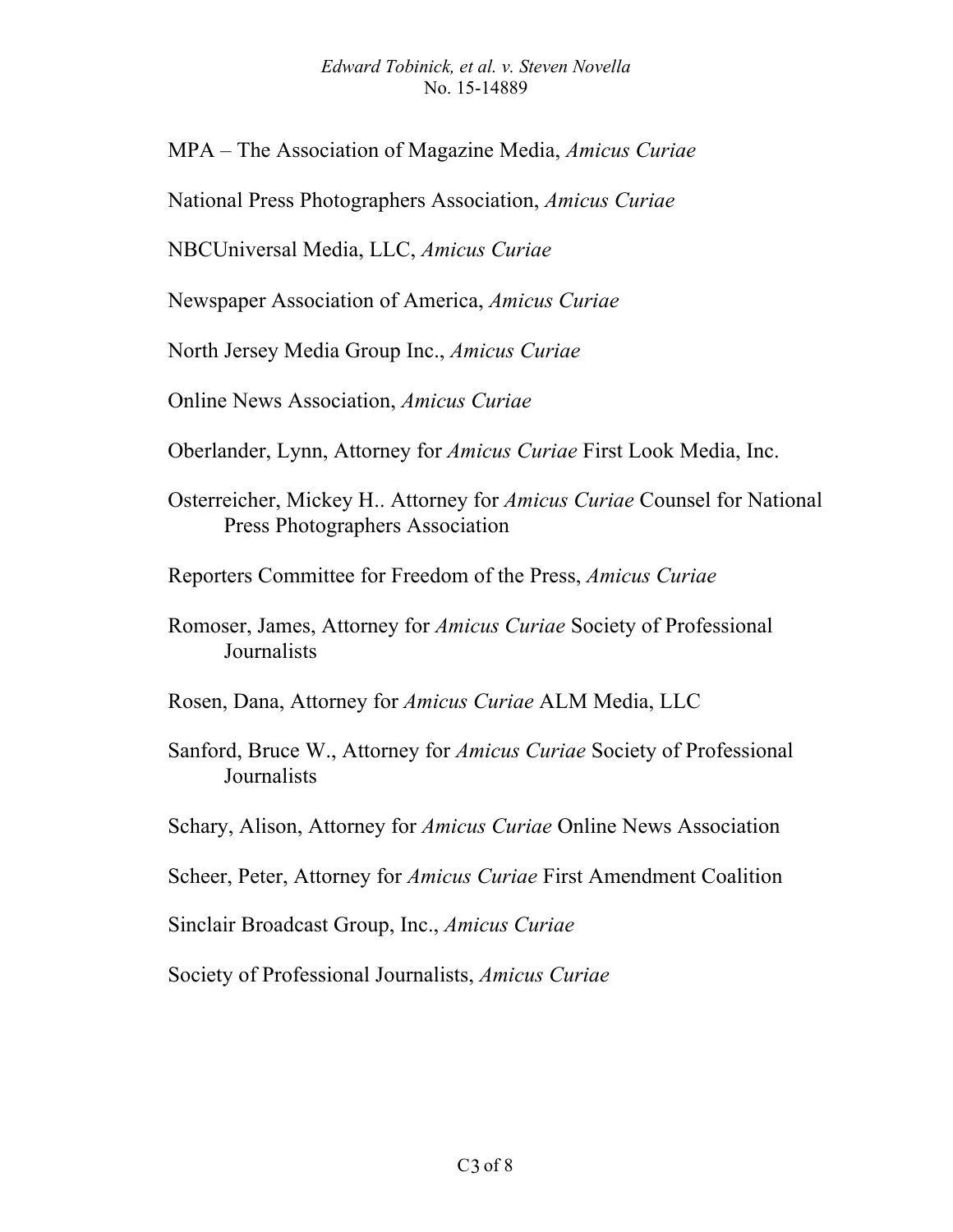MPA – The Association of Magazine Media, *Amicus Curiae*

National Press Photographers Association, *Amicus Curiae*

NBCUniversal Media, LLC, *Amicus Curiae*

Newspaper Association of America, *Amicus Curiae*

North Jersey Media Group Inc., *Amicus Curiae*

Online News Association, *Amicus Curiae*

Oberlander, Lynn, Attorney for *Amicus Curiae* First Look Media, Inc.

Osterreicher, Mickey H.. Attorney for *Amicus Curiae* Counsel for National Press Photographers Association

Reporters Committee for Freedom of the Press, *Amicus Curiae*

Romoser, James, Attorney for *Amicus Curiae* Society of Professional Journalists

Rosen, Dana, Attorney for *Amicus Curiae* ALM Media, LLC

Sanford, Bruce W., Attorney for *Amicus Curiae* Society of Professional Journalists

Schary, Alison, Attorney for *Amicus Curiae* Online News Association

Scheer, Peter, Attorney for *Amicus Curiae* First Amendment Coalition

Sinclair Broadcast Group, Inc., *Amicus Curiae*

Society of Professional Journalists, *Amicus Curiae*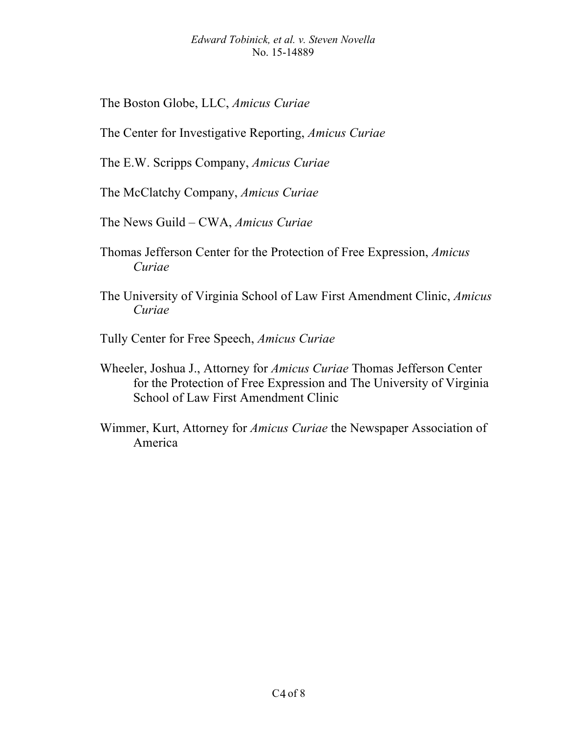The Boston Globe, LLC, *Amicus Curiae*

The Center for Investigative Reporting, *Amicus Curiae*

The E.W. Scripps Company, *Amicus Curiae*

The McClatchy Company, *Amicus Curiae*

The News Guild – CWA, *Amicus Curiae*

Thomas Jefferson Center for the Protection of Free Expression, *Amicus Curiae*

The University of Virginia School of Law First Amendment Clinic, *Amicus Curiae*

Tully Center for Free Speech, *Amicus Curiae*

Wheeler, Joshua J., Attorney for *Amicus Curiae* Thomas Jefferson Center for the Protection of Free Expression and The University of Virginia School of Law First Amendment Clinic

Wimmer, Kurt, Attorney for *Amicus Curiae* the Newspaper Association of America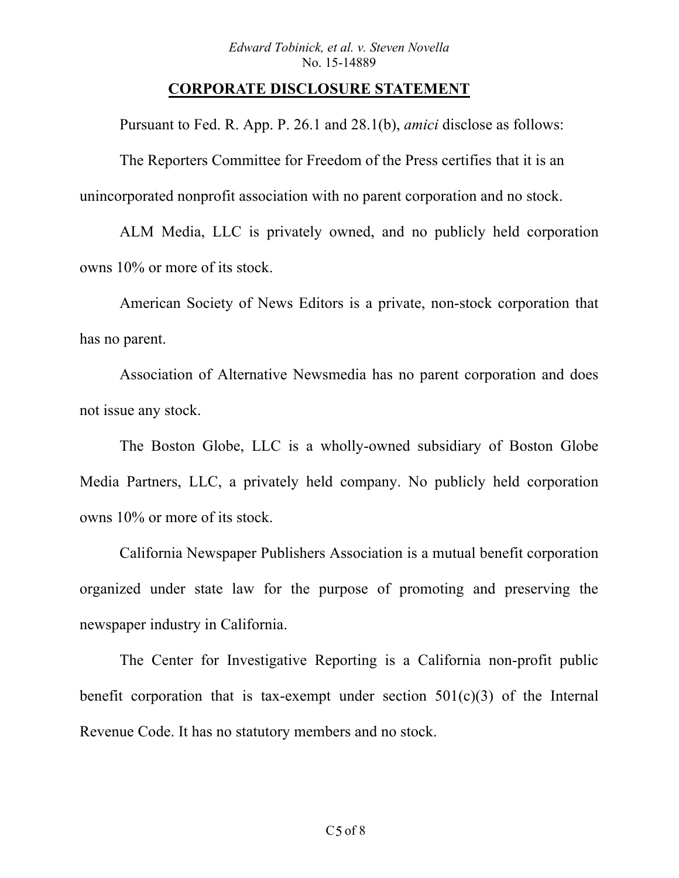## CORPORATE DISCLOSURE STATEMENT

Pursuant to Fed. R. App. P. 26.1 and 28.1(b), *amici* disclose as follows:

The Reporters Committee for Freedom of the Press certifies that it is an unincorporated nonprofit association with no parent corporation and no stock.

ALM Media, LLC is privately owned, and no publicly held corporation owns 10% or more of its stock.

American Society of News Editors is a private, non-stock corporation that has no parent.

Association of Alternative Newsmedia has no parent corporation and does not issue any stock.

The Boston Globe, LLC is a wholly-owned subsidiary of Boston Globe Media Partners, LLC, a privately held company. No publicly held corporation owns 10% or more of its stock.

California Newspaper Publishers Association is a mutual benefit corporation organized under state law for the purpose of promoting and preserving the newspaper industry in California.

The Center for Investigative Reporting is a California non-profit public benefit corporation that is tax-exempt under section 501(c)(3) of the Internal Revenue Code. It has no statutory members and no stock.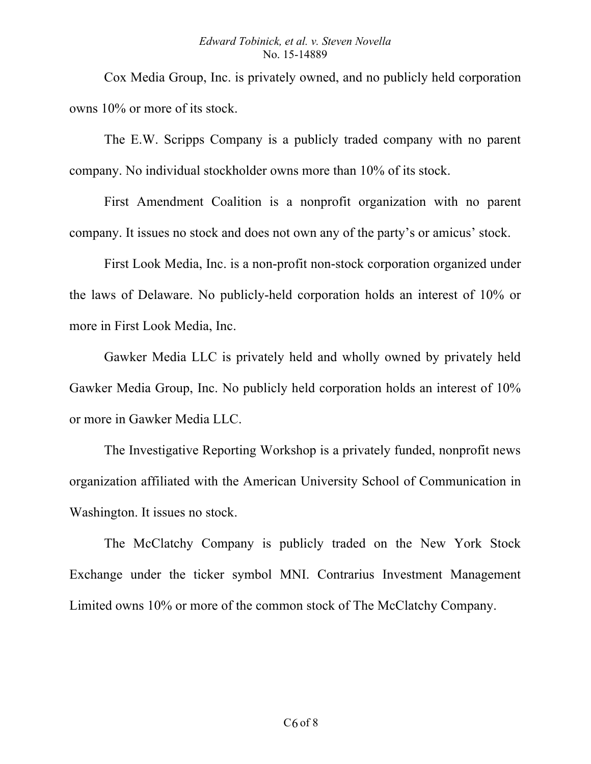Cox Media Group, Inc. is privately owned, and no publicly held corporation owns 10% or more of its stock.

The E.W. Scripps Company is a publicly traded company with no parent company. No individual stockholder owns more than 10% of its stock.

First Amendment Coalition is a nonprofit organization with no parent company. It issues no stock and does not own any of the party's or amicus' stock.

First Look Media, Inc. is a non-profit non-stock corporation organized under the laws of Delaware. No publicly-held corporation holds an interest of 10% or more in First Look Media, Inc.

Gawker Media LLC is privately held and wholly owned by privately held Gawker Media Group, Inc. No publicly held corporation holds an interest of 10% or more in Gawker Media LLC.

The Investigative Reporting Workshop is a privately funded, nonprofit news organization affiliated with the American University School of Communication in Washington. It issues no stock.

The McClatchy Company is publicly traded on the New York Stock Exchange under the ticker symbol MNI. Contrarius Investment Management Limited owns 10% or more of the common stock of The McClatchy Company.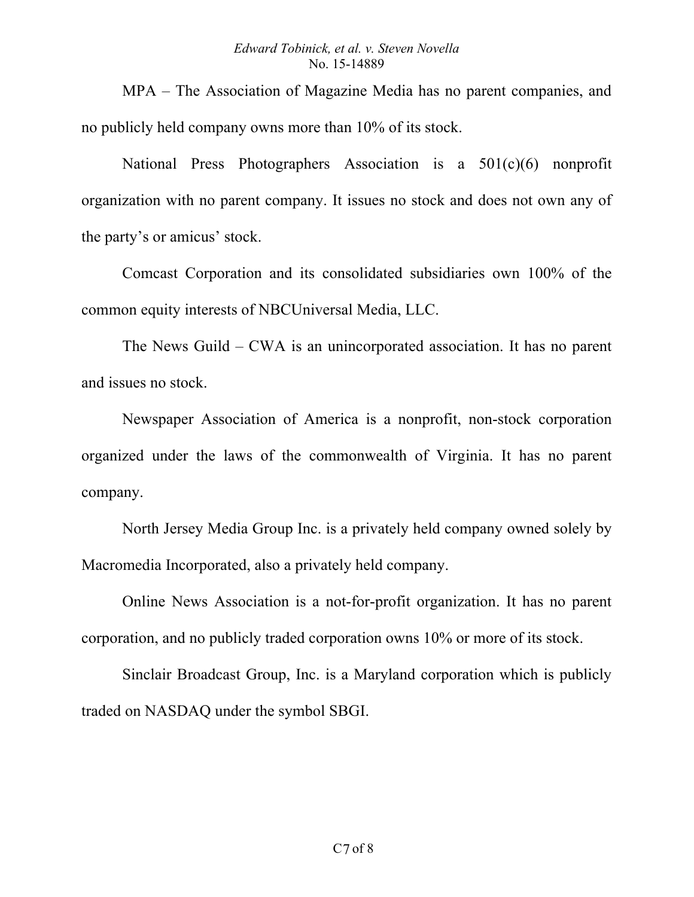MPA – The Association of Magazine Media has no parent companies, and no publicly held company owns more than 10% of its stock.

National Press Photographers Association is a 501(c)(6) nonprofit organization with no parent company. It issues no stock and does not own any of the party's or amicus' stock.

Comcast Corporation and its consolidated subsidiaries own 100% of the common equity interests of NBCUniversal Media, LLC.

The News Guild – CWA is an unincorporated association. It has no parent and issues no stock.

Newspaper Association of America is a nonprofit, non-stock corporation organized under the laws of the commonwealth of Virginia. It has no parent company.

North Jersey Media Group Inc. is a privately held company owned solely by Macromedia Incorporated, also a privately held company.

Online News Association is a not-for-profit organization. It has no parent corporation, and no publicly traded corporation owns 10% or more of its stock.

Sinclair Broadcast Group, Inc. is a Maryland corporation which is publicly traded on NASDAQ under the symbol SBGI.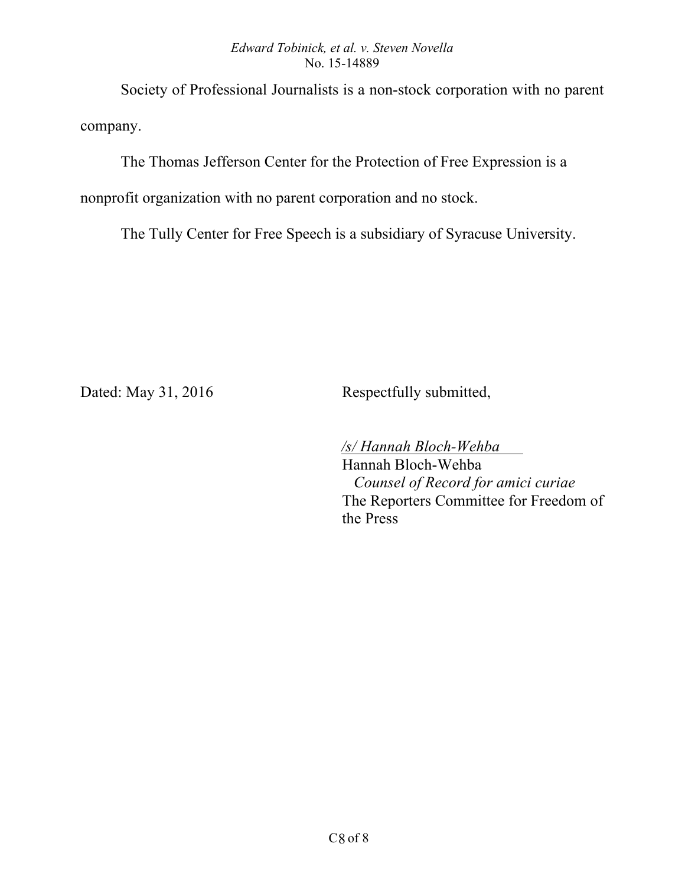Society of Professional Journalists is a non-stock corporation with no parent company.

The Thomas Jefferson Center for the Protection of Free Expression is a nonprofit organization with no parent corporation and no stock.

The Tully Center for Free Speech is a subsidiary of Syracuse University.

Dated: May 31, 2016

Respectfully submitted,

*/s/ Hannah Bloch-Wehba*
Hannah Bloch-Wehba
*Counsel of Record for amici curiae*
The Reporters Committee for Freedom of the Press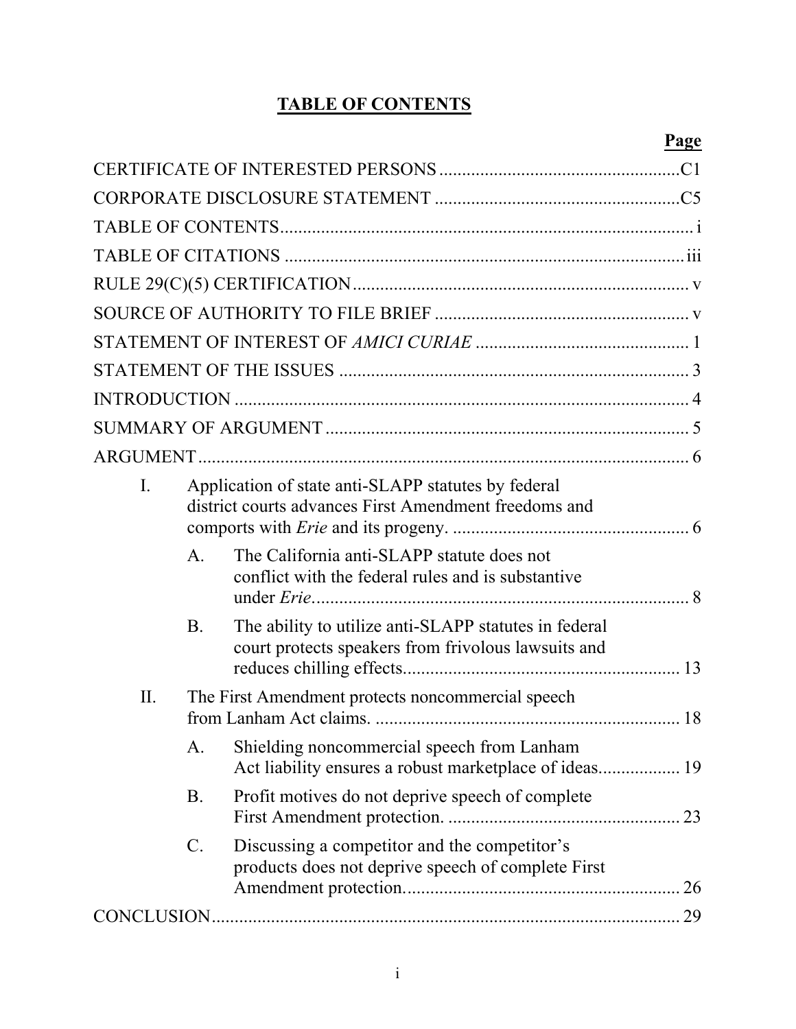# TABLE OF CONTENTS

| | Page |
|---|---|
| CERTIFICATE OF INTERESTED PERSONS | C1 |
| CORPORATE DISCLOSURE STATEMENT | C5 |
| TABLE OF CONTENTS | i |
| TABLE OF CITATIONS | iii |
| RULE 29(C)(5) CERTIFICATION | v |
| SOURCE OF AUTHORITY TO FILE BRIEF | v |
| STATEMENT OF INTEREST OF *AMICI CURIAE* | 1 |
| STATEMENT OF THE ISSUES | 3 |
| INTRODUCTION | 4 |
| SUMMARY OF ARGUMENT | 5 |
| ARGUMENT | 6 |
| I. Application of state anti-SLAPP statutes by federal district courts advances First Amendment freedoms and comports with *Erie* and its progeny. | 6 |
| A. The California anti-SLAPP statute does not conflict with the federal rules and is substantive under *Erie*. | 8 |
| B. The ability to utilize anti-SLAPP statutes in federal court protects speakers from frivolous lawsuits and reduces chilling effects. | 13 |
| II. The First Amendment protects noncommercial speech from Lanham Act claims. | 18 |
| A. Shielding noncommercial speech from Lanham Act liability ensures a robust marketplace of ideas. | 19 |
| B. Profit motives do not deprive speech of complete First Amendment protection. | 23 |
| C. Discussing a competitor and the competitor's products does not deprive speech of complete First Amendment protection. | 26 |
| CONCLUSION | 29 |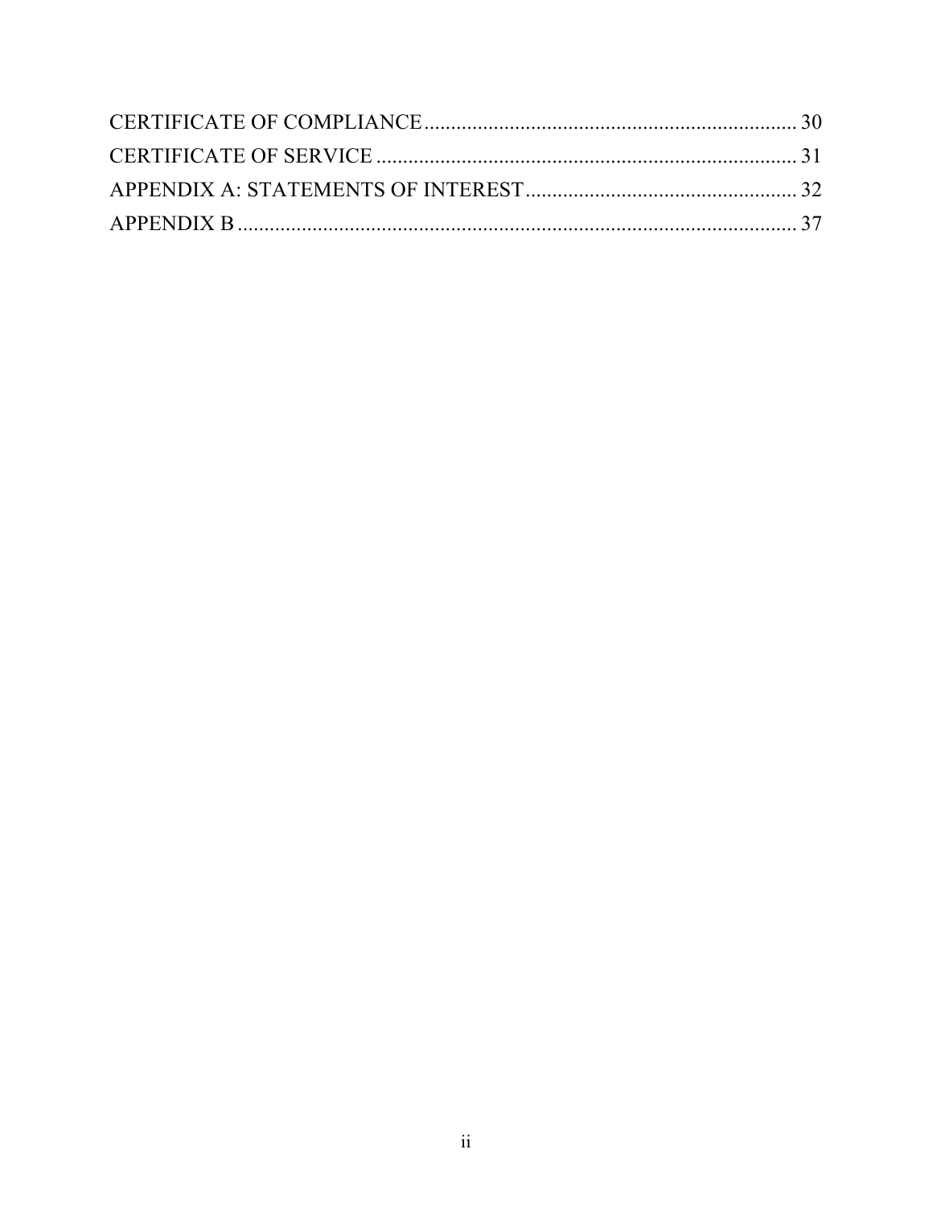CERTIFICATE OF COMPLIANCE ........................................................................ 30
CERTIFICATE OF SERVICE ............................................................................. 31
APPENDIX A: STATEMENTS OF INTEREST ................................................. 32
APPENDIX B ......................................................................................................... 37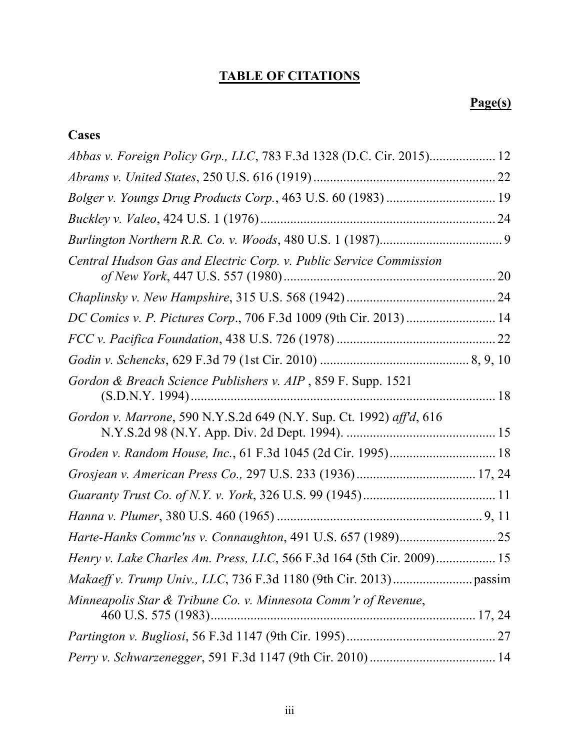# TABLE OF CITATIONS

**Page(s)**

## Cases

*Abbas v. Foreign Policy Grp., LLC*, 783 F.3d 1328 (D.C. Cir. 2015) .................... 12

*Abrams v. United States*, 250 U.S. 616 (1919) ....................................................... 22

*Bolger v. Youngs Drug Products Corp.*, 463 U.S. 60 (1983) ................................. 19

*Buckley v. Valeo*, 424 U.S. 1 (1976) ....................................................................... 24

*Burlington Northern R.R. Co. v. Woods*, 480 U.S. 1 (1987) ..................................... 9

*Central Hudson Gas and Electric Corp. v. Public Service Commission of New York*, 447 U.S. 557 (1980) ................................................................ 20

*Chaplinsky v. New Hampshire*, 315 U.S. 568 (1942) ............................................. 24

*DC Comics v. P. Pictures Corp*., 706 F.3d 1009 (9th Cir. 2013) ........................... 14

*FCC v. Pacifica Foundation*, 438 U.S. 726 (1978) ................................................ 22

*Godin v. Schencks*, 629 F.3d 79 (1st Cir. 2010) ............................................ 8, 9, 10

*Gordon & Breach Science Publishers v. AIP* , 859 F. Supp. 1521 (S.D.N.Y. 1994) ............................................................................................ 18

*Gordon v. Marrone*, 590 N.Y.S.2d 649 (N.Y. Sup. Ct. 1992) *aff'd*, 616 N.Y.S.2d 98 (N.Y. App. Div. 2d Dept. 1994). ............................................. 15

*Groden v. Random House, Inc.*, 61 F.3d 1045 (2d Cir. 1995) ................................ 18

*Grosjean v. American Press Co.,* 297 U.S. 233 (1936) .................................... 17, 24

*Guaranty Trust Co. of N.Y. v. York*, 326 U.S. 99 (1945) ........................................ 11

*Hanna v. Plumer*, 380 U.S. 460 (1965) ............................................................. 9, 11

*Harte-Hanks Commc'ns v. Connaughton*, 491 U.S. 657 (1989) ............................. 25

*Henry v. Lake Charles Am. Press, LLC*, 566 F.3d 164 (5th Cir. 2009) .................. 15

*Makaeff v. Trump Univ., LLC*, 736 F.3d 1180 (9th Cir. 2013) ........................ passim

*Minneapolis Star & Tribune Co. v. Minnesota Comm'r of Revenue*, 460 U.S. 575 (1983) ................................................................................ 17, 24

*Partington v. Bugliosi*, 56 F.3d 1147 (9th Cir. 1995) ............................................. 27

*Perry v. Schwarzenegger*, 591 F.3d 1147 (9th Cir. 2010) ...................................... 14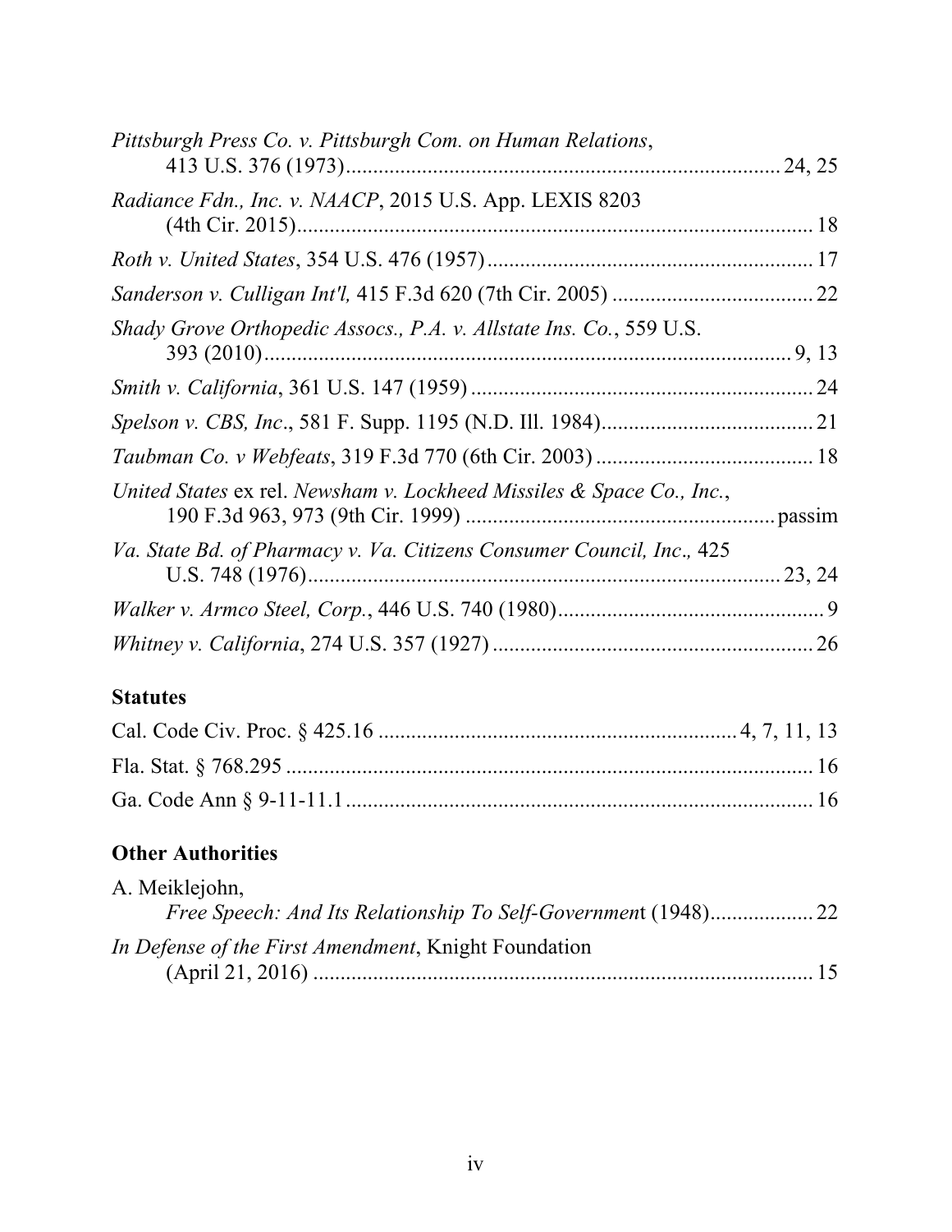*Pittsburgh Press Co. v. Pittsburgh Com. on Human Relations*, 413 U.S. 376 (1973)............................................................................... 24, 25

*Radiance Fdn., Inc. v. NAACP*, 2015 U.S. App. LEXIS 8203 (4th Cir. 2015)............................................................................................. 18

*Roth v. United States*, 354 U.S. 476 (1957)........................................................... 17

*Sanderson v. Culligan Int'l,* 415 F.3d 620 (7th Cir. 2005) ..................................... 22

*Shady Grove Orthopedic Assocs., P.A. v. Allstate Ins. Co.*, 559 U.S. 393 (2010)............................................................................................... 9, 13

*Smith v. California*, 361 U.S. 147 (1959) .............................................................. 24

*Spelson v. CBS, Inc*., 581 F. Supp. 1195 (N.D. Ill. 1984)....................................... 21

*Taubman Co. v Webfeats*, 319 F.3d 770 (6th Cir. 2003) ........................................ 18

*United States* ex rel. *Newsham v. Lockheed Missiles & Space Co., Inc.*, 190 F.3d 963, 973 (9th Cir. 1999) ........................................................ passim

*Va. State Bd. of Pharmacy v. Va. Citizens Consumer Council, Inc.,* 425 U.S. 748 (1976)..................................................................................... 23, 24

*Walker v. Armco Steel, Corp.*, 446 U.S. 740 (1980)................................................. 9

*Whitney v. California*, 274 U.S. 357 (1927) ........................................................... 26

## Statutes

Cal. Code Civ. Proc. § 425.16 ................................................................. 4, 7, 11, 13

Fla. Stat. § 768.295 ................................................................................................. 16

Ga. Code Ann § 9-11-11.1 ...................................................................................... 16

## Other Authorities

A. Meiklejohn, *Free Speech: And Its Relationship To Self-Governmen*t (1948).................. 22

*In Defense of the First Amendment*, Knight Foundation (April 21, 2016) ............................................................................................ 15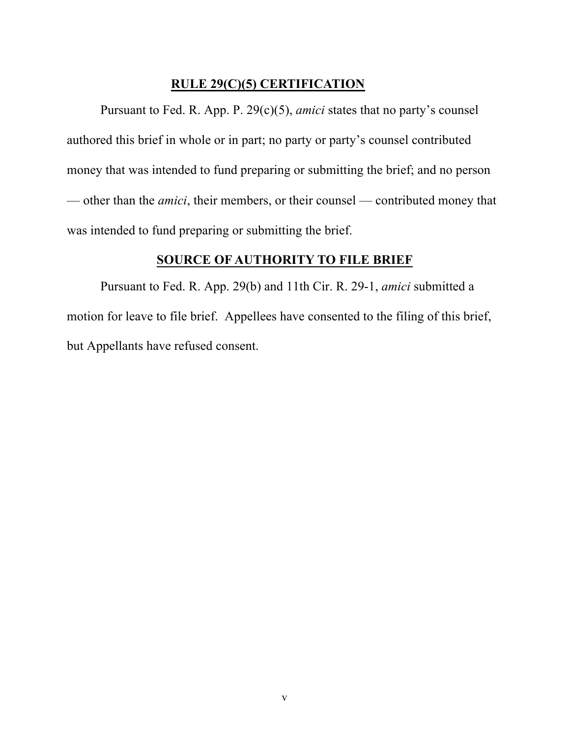## RULE 29(C)(5) CERTIFICATION

Pursuant to Fed. R. App. P. 29(c)(5), *amici* states that no party's counsel authored this brief in whole or in part; no party or party's counsel contributed money that was intended to fund preparing or submitting the brief; and no person — other than the *amici*, their members, or their counsel — contributed money that was intended to fund preparing or submitting the brief.

## SOURCE OF AUTHORITY TO FILE BRIEF

Pursuant to Fed. R. App. 29(b) and 11th Cir. R. 29-1, *amici* submitted a motion for leave to file brief. Appellees have consented to the filing of this brief, but Appellants have refused consent.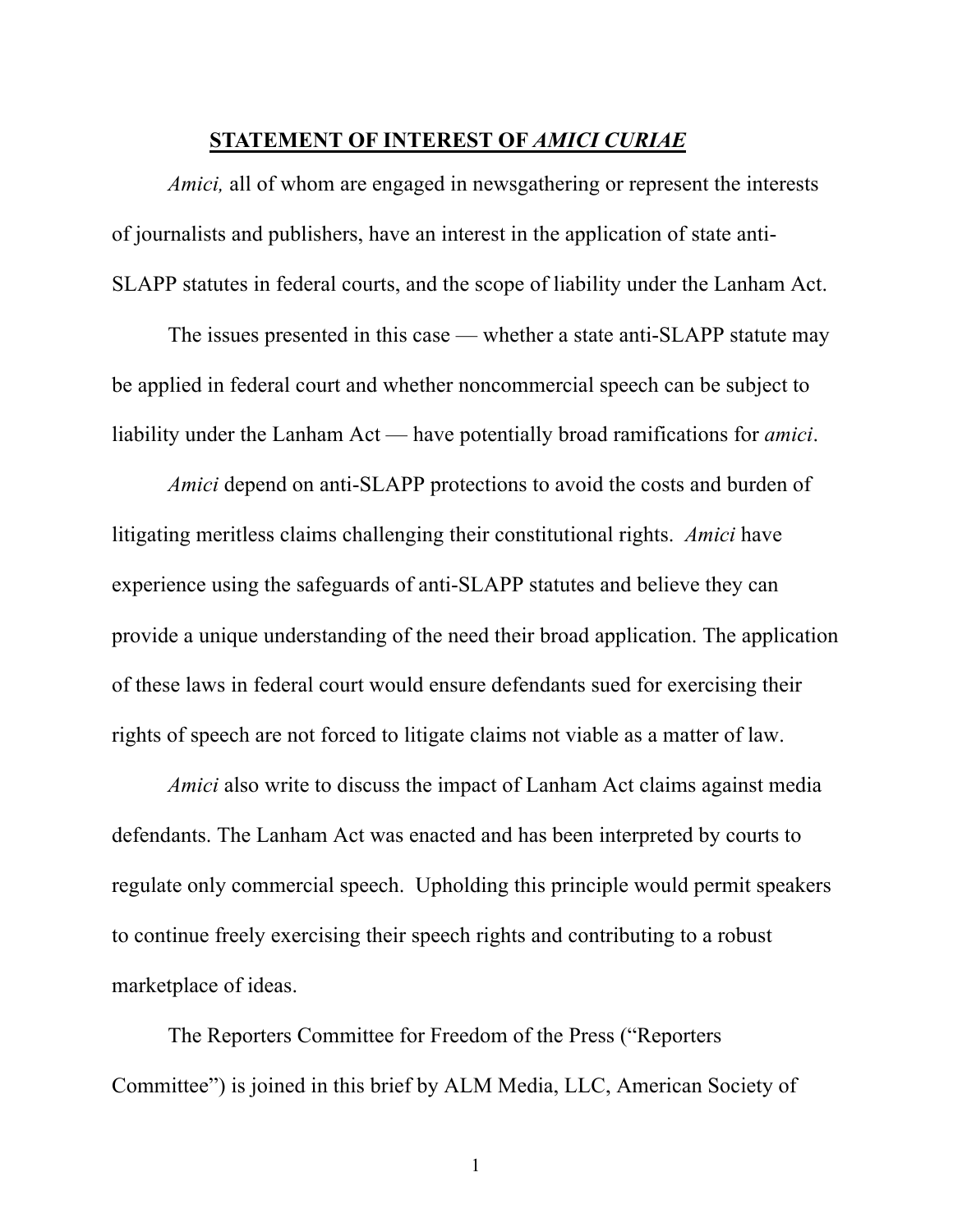## STATEMENT OF INTEREST OF *AMICI CURIAE*

*Amici,* all of whom are engaged in newsgathering or represent the interests of journalists and publishers, have an interest in the application of state anti-SLAPP statutes in federal courts, and the scope of liability under the Lanham Act.

The issues presented in this case — whether a state anti-SLAPP statute may be applied in federal court and whether noncommercial speech can be subject to liability under the Lanham Act — have potentially broad ramifications for *amici*.

*Amici* depend on anti-SLAPP protections to avoid the costs and burden of litigating meritless claims challenging their constitutional rights. *Amici* have experience using the safeguards of anti-SLAPP statutes and believe they can provide a unique understanding of the need their broad application. The application of these laws in federal court would ensure defendants sued for exercising their rights of speech are not forced to litigate claims not viable as a matter of law.

*Amici* also write to discuss the impact of Lanham Act claims against media defendants. The Lanham Act was enacted and has been interpreted by courts to regulate only commercial speech. Upholding this principle would permit speakers to continue freely exercising their speech rights and contributing to a robust marketplace of ideas.

The Reporters Committee for Freedom of the Press ("Reporters Committee") is joined in this brief by ALM Media, LLC, American Society of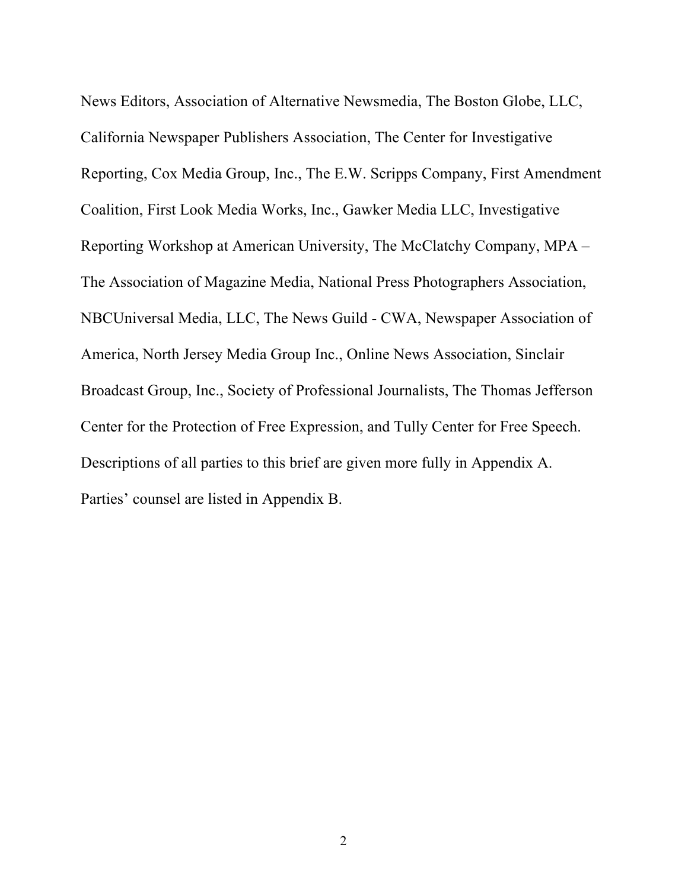News Editors, Association of Alternative Newsmedia, The Boston Globe, LLC, California Newspaper Publishers Association, The Center for Investigative Reporting, Cox Media Group, Inc., The E.W. Scripps Company, First Amendment Coalition, First Look Media Works, Inc., Gawker Media LLC, Investigative Reporting Workshop at American University, The McClatchy Company, MPA – The Association of Magazine Media, National Press Photographers Association, NBCUniversal Media, LLC, The News Guild - CWA, Newspaper Association of America, North Jersey Media Group Inc., Online News Association, Sinclair Broadcast Group, Inc., Society of Professional Journalists, The Thomas Jefferson Center for the Protection of Free Expression, and Tully Center for Free Speech. Descriptions of all parties to this brief are given more fully in Appendix A. Parties' counsel are listed in Appendix B.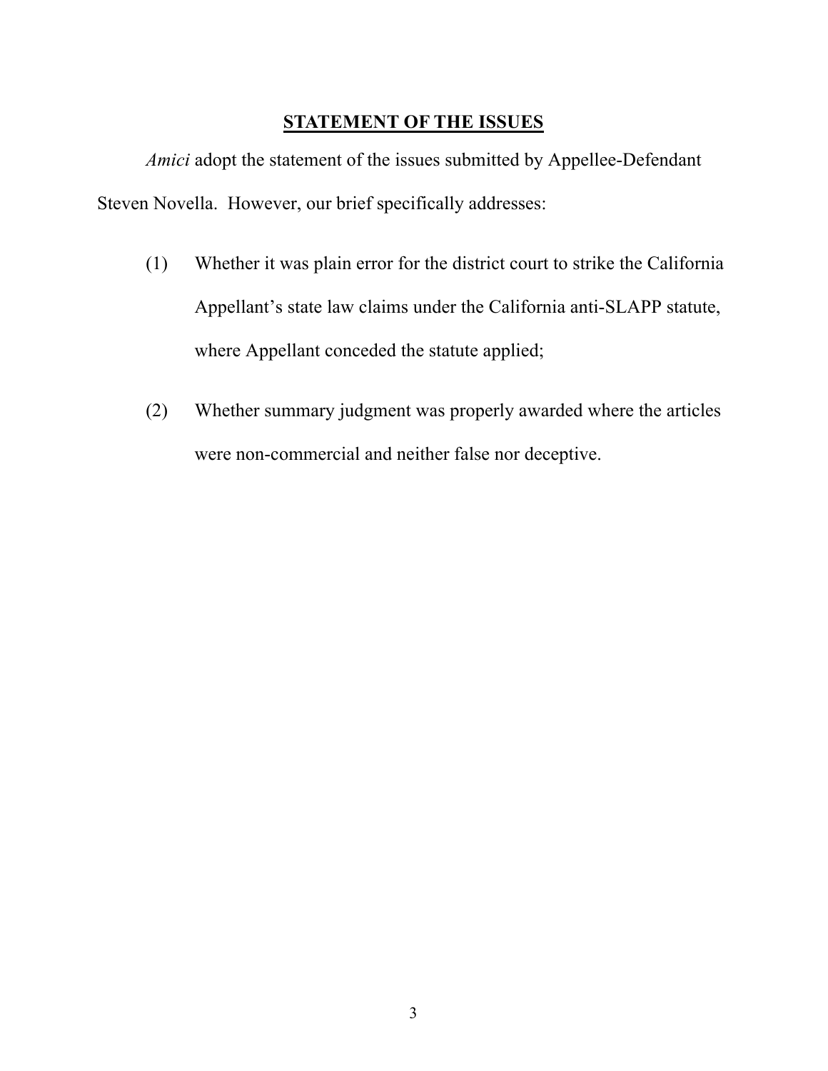## STATEMENT OF THE ISSUES

*Amici* adopt the statement of the issues submitted by Appellee-Defendant Steven Novella. However, our brief specifically addresses:

(1) Whether it was plain error for the district court to strike the California Appellant's state law claims under the California anti-SLAPP statute, where Appellant conceded the statute applied;

(2) Whether summary judgment was properly awarded where the articles were non-commercial and neither false nor deceptive.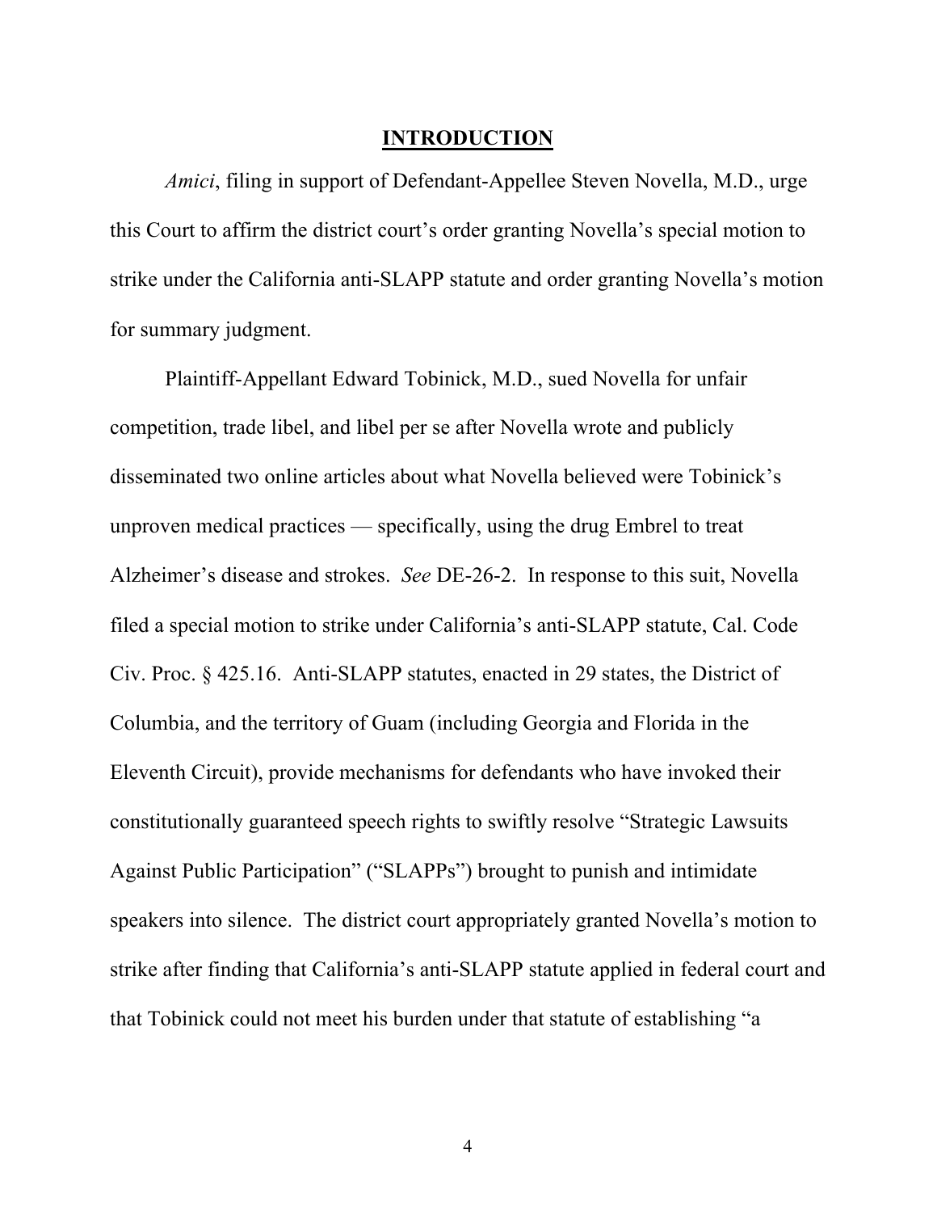# INTRODUCTION

*Amici*, filing in support of Defendant-Appellee Steven Novella, M.D., urge this Court to affirm the district court's order granting Novella's special motion to strike under the California anti-SLAPP statute and order granting Novella's motion for summary judgment.

Plaintiff-Appellant Edward Tobinick, M.D., sued Novella for unfair competition, trade libel, and libel per se after Novella wrote and publicly disseminated two online articles about what Novella believed were Tobinick's unproven medical practices — specifically, using the drug Embrel to treat Alzheimer's disease and strokes. *See* DE-26-2. In response to this suit, Novella filed a special motion to strike under California's anti-SLAPP statute, Cal. Code Civ. Proc. § 425.16. Anti-SLAPP statutes, enacted in 29 states, the District of Columbia, and the territory of Guam (including Georgia and Florida in the Eleventh Circuit), provide mechanisms for defendants who have invoked their constitutionally guaranteed speech rights to swiftly resolve "Strategic Lawsuits Against Public Participation" ("SLAPPs") brought to punish and intimidate speakers into silence. The district court appropriately granted Novella's motion to strike after finding that California's anti-SLAPP statute applied in federal court and that Tobinick could not meet his burden under that statute of establishing "a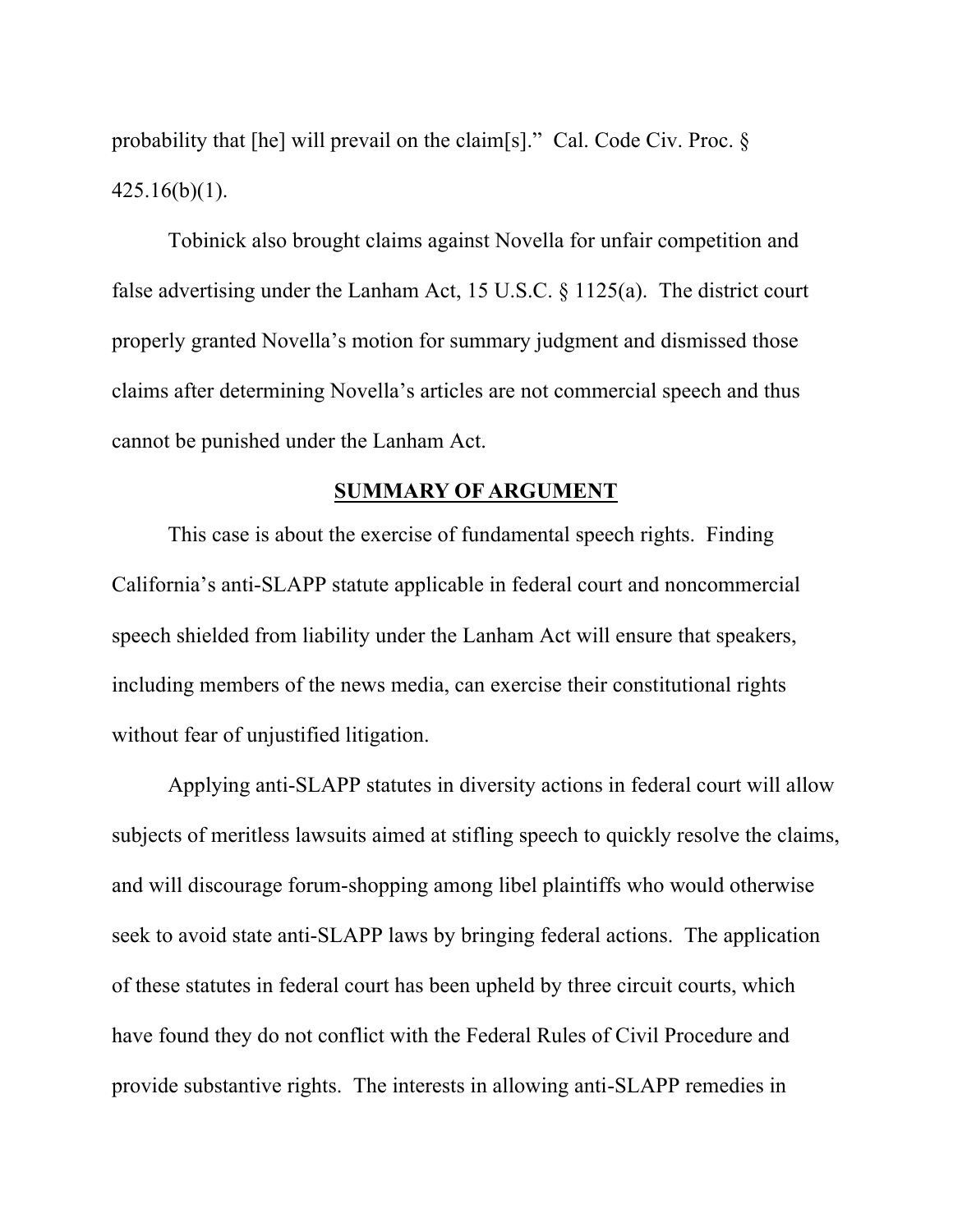probability that [he] will prevail on the claim[s]." Cal. Code Civ. Proc. § 425.16(b)(1).

Tobinick also brought claims against Novella for unfair competition and false advertising under the Lanham Act, 15 U.S.C. § 1125(a). The district court properly granted Novella's motion for summary judgment and dismissed those claims after determining Novella's articles are not commercial speech and thus cannot be punished under the Lanham Act.

## SUMMARY OF ARGUMENT

This case is about the exercise of fundamental speech rights. Finding California's anti-SLAPP statute applicable in federal court and noncommercial speech shielded from liability under the Lanham Act will ensure that speakers, including members of the news media, can exercise their constitutional rights without fear of unjustified litigation.

Applying anti-SLAPP statutes in diversity actions in federal court will allow subjects of meritless lawsuits aimed at stifling speech to quickly resolve the claims, and will discourage forum-shopping among libel plaintiffs who would otherwise seek to avoid state anti-SLAPP laws by bringing federal actions. The application of these statutes in federal court has been upheld by three circuit courts, which have found they do not conflict with the Federal Rules of Civil Procedure and provide substantive rights. The interests in allowing anti-SLAPP remedies in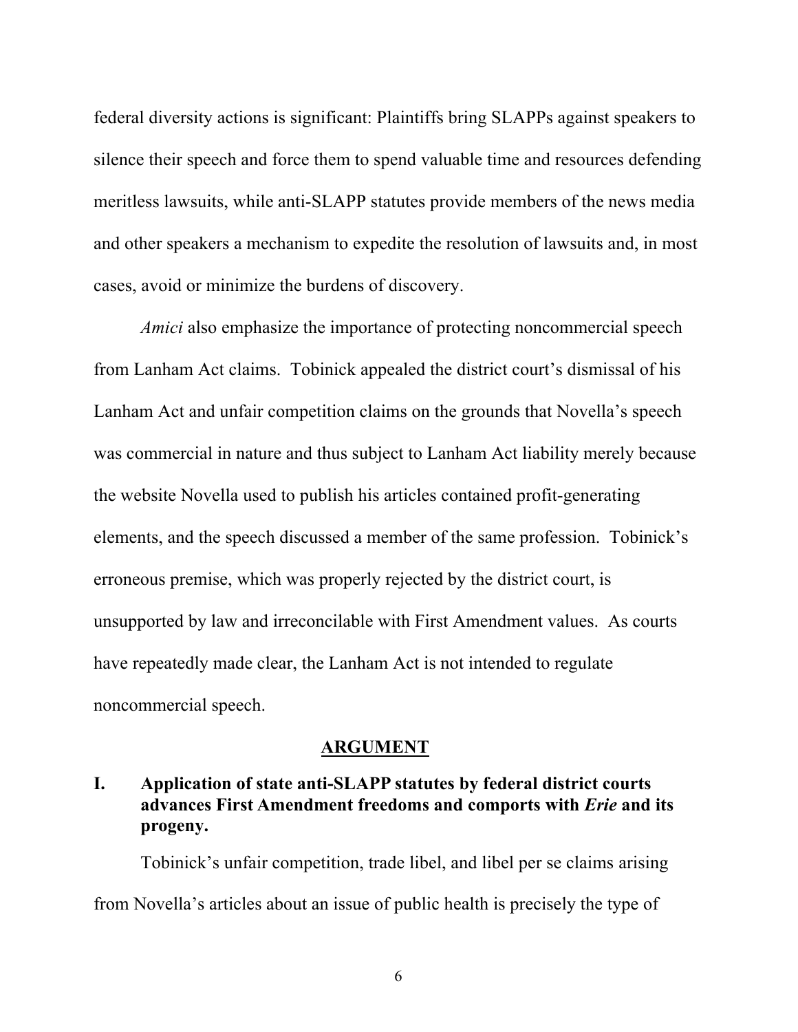federal diversity actions is significant: Plaintiffs bring SLAPPs against speakers to silence their speech and force them to spend valuable time and resources defending meritless lawsuits, while anti-SLAPP statutes provide members of the news media and other speakers a mechanism to expedite the resolution of lawsuits and, in most cases, avoid or minimize the burdens of discovery.

*Amici* also emphasize the importance of protecting noncommercial speech from Lanham Act claims. Tobinick appealed the district court's dismissal of his Lanham Act and unfair competition claims on the grounds that Novella's speech was commercial in nature and thus subject to Lanham Act liability merely because the website Novella used to publish his articles contained profit-generating elements, and the speech discussed a member of the same profession. Tobinick's erroneous premise, which was properly rejected by the district court, is unsupported by law and irreconcilable with First Amendment values. As courts have repeatedly made clear, the Lanham Act is not intended to regulate noncommercial speech.

## ARGUMENT

### I. Application of state anti-SLAPP statutes by federal district courts advances First Amendment freedoms and comports with *Erie* and its progeny.

Tobinick's unfair competition, trade libel, and libel per se claims arising from Novella's articles about an issue of public health is precisely the type of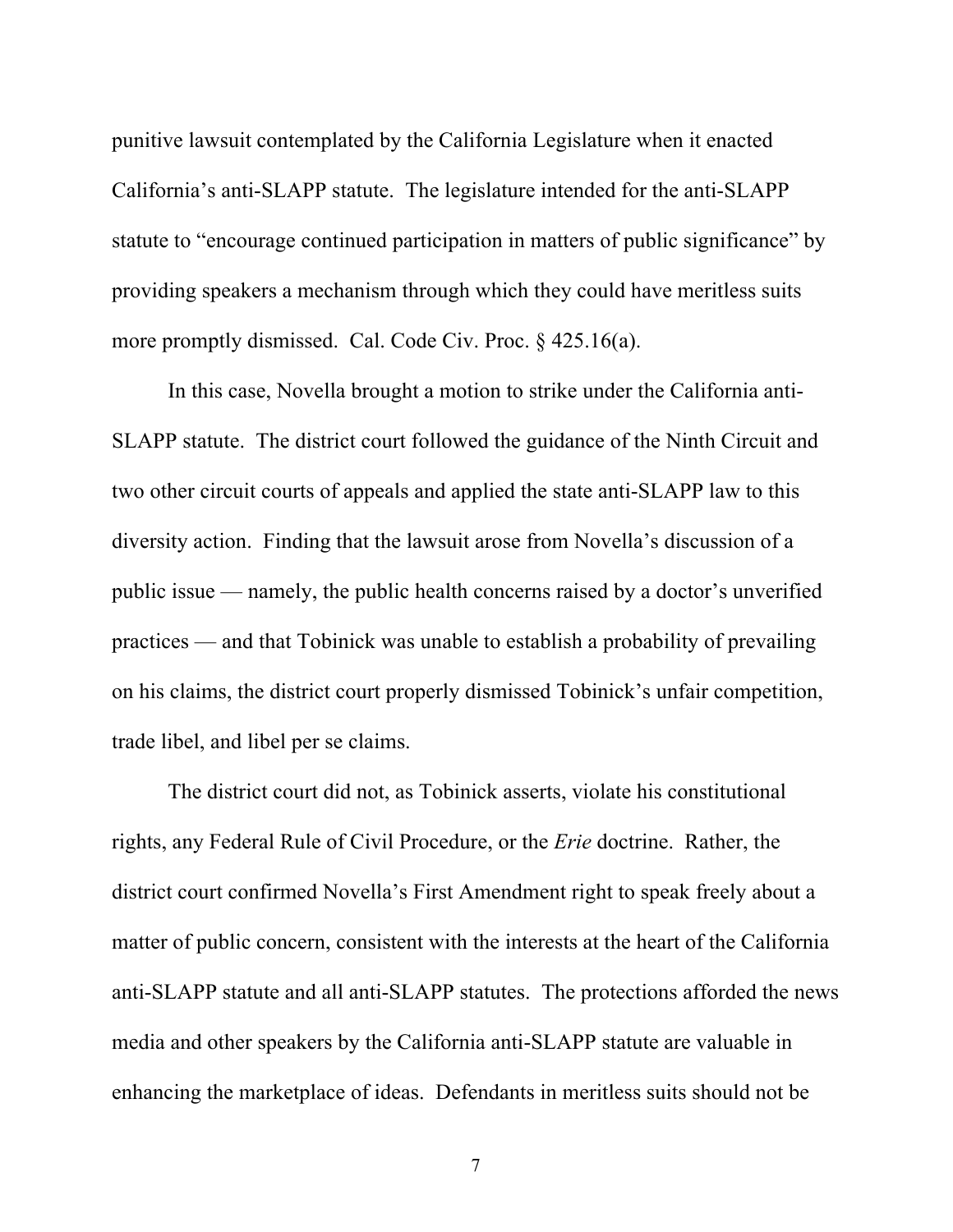punitive lawsuit contemplated by the California Legislature when it enacted California's anti-SLAPP statute. The legislature intended for the anti-SLAPP statute to "encourage continued participation in matters of public significance" by providing speakers a mechanism through which they could have meritless suits more promptly dismissed. Cal. Code Civ. Proc. § 425.16(a).

In this case, Novella brought a motion to strike under the California anti-SLAPP statute. The district court followed the guidance of the Ninth Circuit and two other circuit courts of appeals and applied the state anti-SLAPP law to this diversity action. Finding that the lawsuit arose from Novella's discussion of a public issue — namely, the public health concerns raised by a doctor's unverified practices — and that Tobinick was unable to establish a probability of prevailing on his claims, the district court properly dismissed Tobinick's unfair competition, trade libel, and libel per se claims.

The district court did not, as Tobinick asserts, violate his constitutional rights, any Federal Rule of Civil Procedure, or the *Erie* doctrine. Rather, the district court confirmed Novella's First Amendment right to speak freely about a matter of public concern, consistent with the interests at the heart of the California anti-SLAPP statute and all anti-SLAPP statutes. The protections afforded the news media and other speakers by the California anti-SLAPP statute are valuable in enhancing the marketplace of ideas. Defendants in meritless suits should not be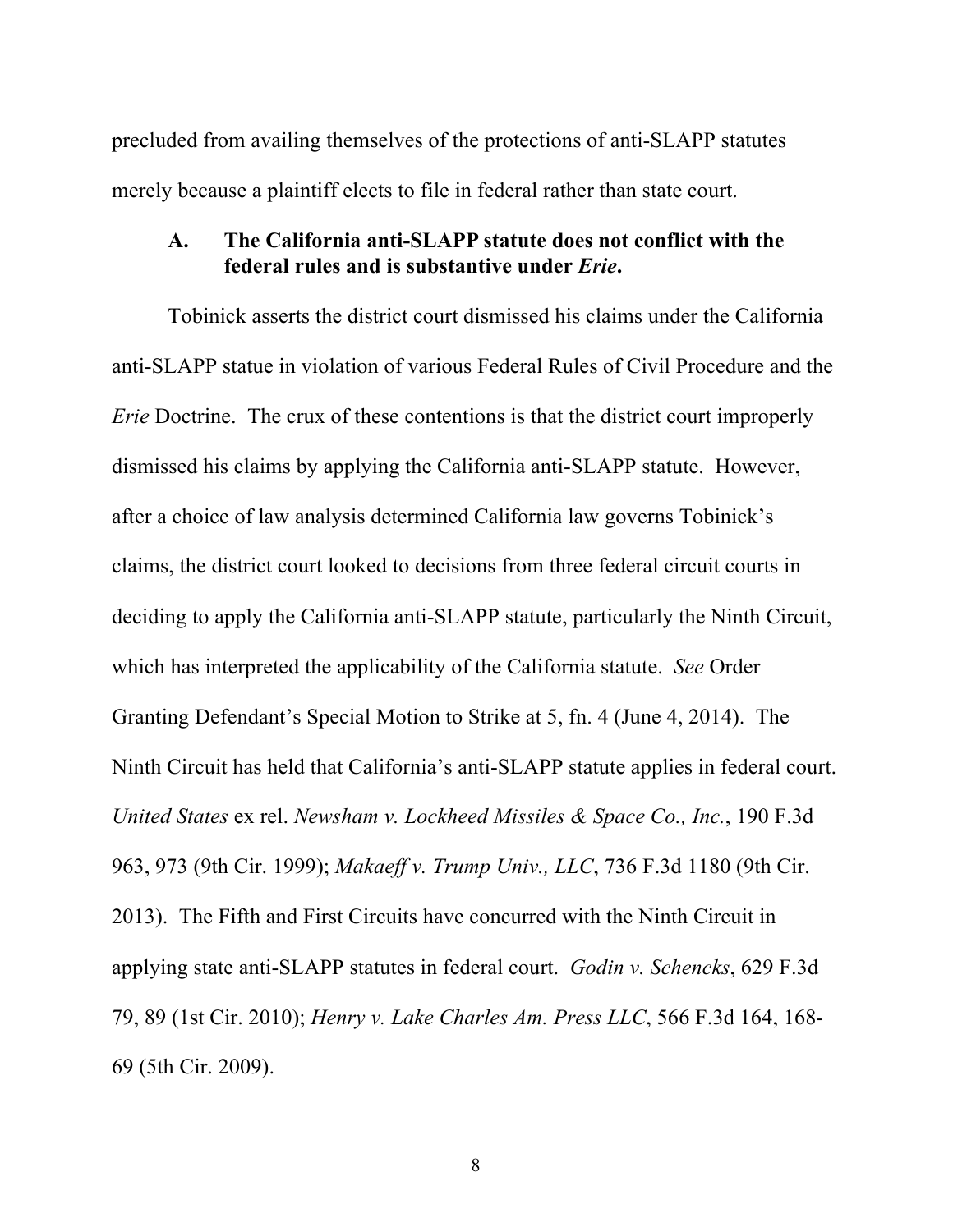precluded from availing themselves of the protections of anti-SLAPP statutes merely because a plaintiff elects to file in federal rather than state court.

### A. The California anti-SLAPP statute does not conflict with the federal rules and is substantive under *Erie*.

Tobinick asserts the district court dismissed his claims under the California anti-SLAPP statue in violation of various Federal Rules of Civil Procedure and the *Erie* Doctrine. The crux of these contentions is that the district court improperly dismissed his claims by applying the California anti-SLAPP statute. However, after a choice of law analysis determined California law governs Tobinick's claims, the district court looked to decisions from three federal circuit courts in deciding to apply the California anti-SLAPP statute, particularly the Ninth Circuit, which has interpreted the applicability of the California statute. *See* Order Granting Defendant's Special Motion to Strike at 5, fn. 4 (June 4, 2014). The Ninth Circuit has held that California's anti-SLAPP statute applies in federal court. *United States* ex rel. *Newsham v. Lockheed Missiles & Space Co., Inc.*, 190 F.3d 963, 973 (9th Cir. 1999); *Makaeff v. Trump Univ., LLC*, 736 F.3d 1180 (9th Cir. 2013). The Fifth and First Circuits have concurred with the Ninth Circuit in applying state anti-SLAPP statutes in federal court. *Godin v. Schencks*, 629 F.3d 79, 89 (1st Cir. 2010); *Henry v. Lake Charles Am. Press LLC*, 566 F.3d 164, 168-69 (5th Cir. 2009).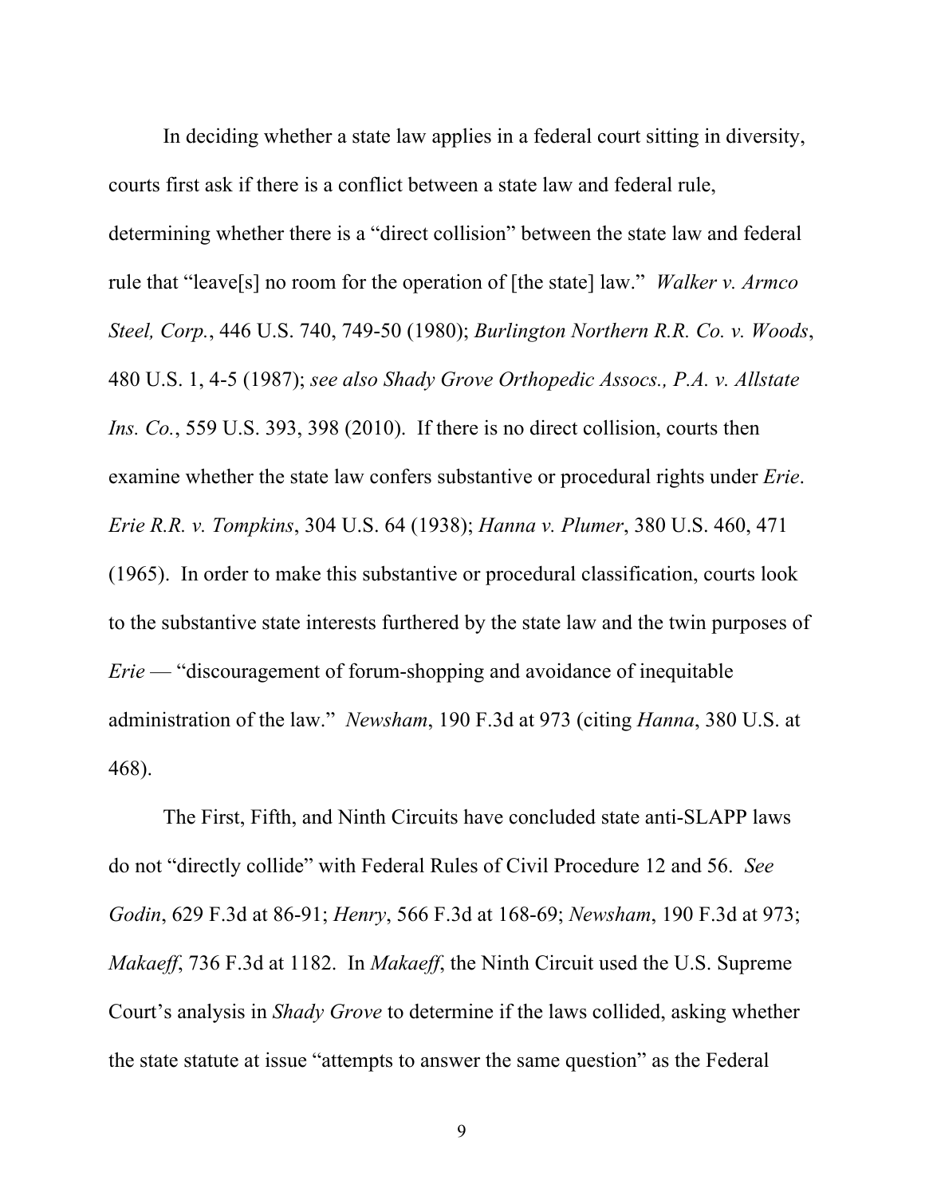In deciding whether a state law applies in a federal court sitting in diversity, courts first ask if there is a conflict between a state law and federal rule, determining whether there is a "direct collision" between the state law and federal rule that "leave[s] no room for the operation of [the state] law." *Walker v. Armco Steel, Corp.*, 446 U.S. 740, 749-50 (1980); *Burlington Northern R.R. Co. v. Woods*, 480 U.S. 1, 4-5 (1987); *see also Shady Grove Orthopedic Assocs., P.A. v. Allstate Ins. Co.*, 559 U.S. 393, 398 (2010). If there is no direct collision, courts then examine whether the state law confers substantive or procedural rights under *Erie*. *Erie R.R. v. Tompkins*, 304 U.S. 64 (1938); *Hanna v. Plumer*, 380 U.S. 460, 471 (1965). In order to make this substantive or procedural classification, courts look to the substantive state interests furthered by the state law and the twin purposes of *Erie* — "discouragement of forum-shopping and avoidance of inequitable administration of the law." *Newsham*, 190 F.3d at 973 (citing *Hanna*, 380 U.S. at 468).

The First, Fifth, and Ninth Circuits have concluded state anti-SLAPP laws do not "directly collide" with Federal Rules of Civil Procedure 12 and 56. *See Godin*, 629 F.3d at 86-91; *Henry*, 566 F.3d at 168-69; *Newsham*, 190 F.3d at 973; *Makaeff*, 736 F.3d at 1182. In *Makaeff*, the Ninth Circuit used the U.S. Supreme Court's analysis in *Shady Grove* to determine if the laws collided, asking whether the state statute at issue "attempts to answer the same question" as the Federal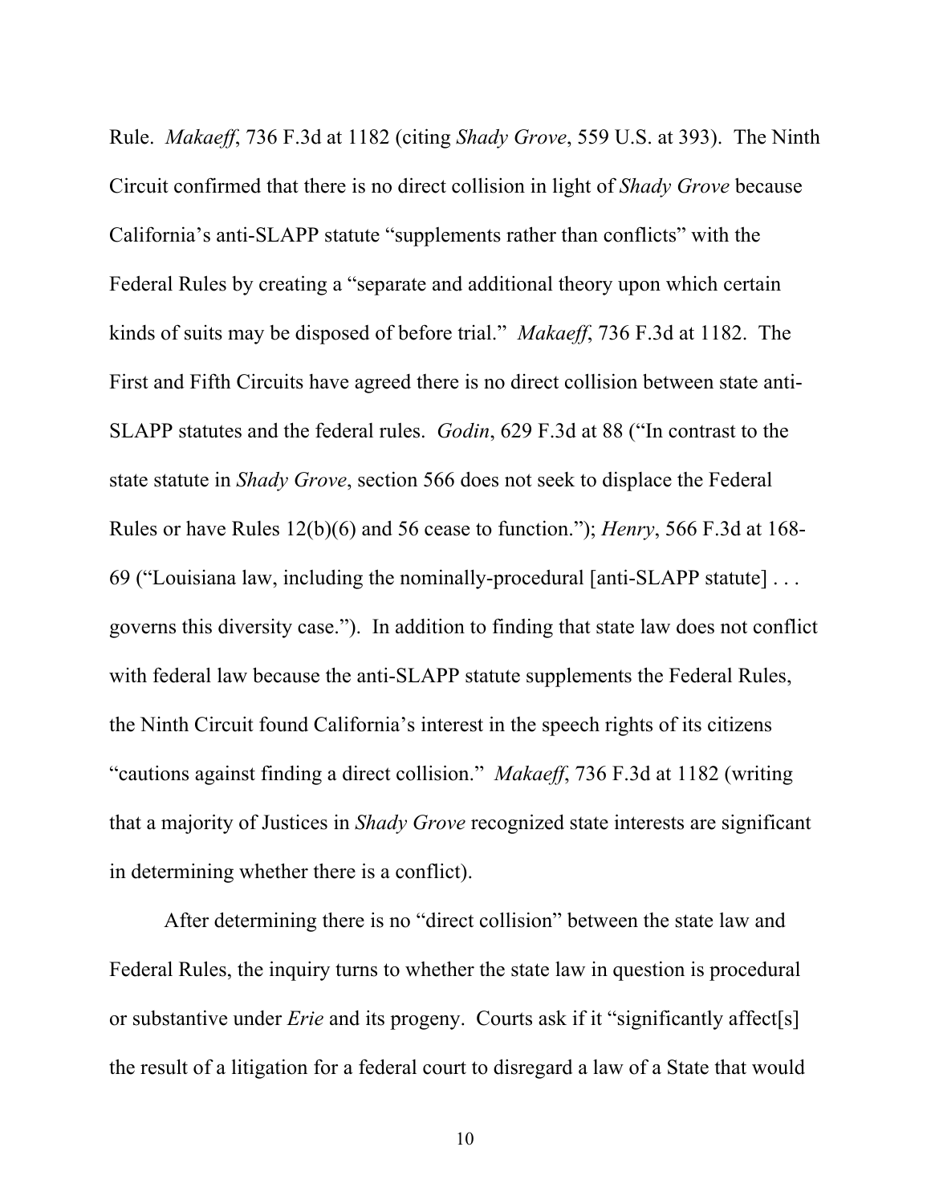Rule. *Makaeff*, 736 F.3d at 1182 (citing *Shady Grove*, 559 U.S. at 393). The Ninth Circuit confirmed that there is no direct collision in light of *Shady Grove* because California's anti-SLAPP statute "supplements rather than conflicts" with the Federal Rules by creating a "separate and additional theory upon which certain kinds of suits may be disposed of before trial." *Makaeff*, 736 F.3d at 1182. The First and Fifth Circuits have agreed there is no direct collision between state anti-SLAPP statutes and the federal rules. *Godin*, 629 F.3d at 88 ("In contrast to the state statute in *Shady Grove*, section 566 does not seek to displace the Federal Rules or have Rules 12(b)(6) and 56 cease to function."); *Henry*, 566 F.3d at 168-69 ("Louisiana law, including the nominally-procedural [anti-SLAPP statute] . . . governs this diversity case."). In addition to finding that state law does not conflict with federal law because the anti-SLAPP statute supplements the Federal Rules, the Ninth Circuit found California's interest in the speech rights of its citizens "cautions against finding a direct collision." *Makaeff*, 736 F.3d at 1182 (writing that a majority of Justices in *Shady Grove* recognized state interests are significant in determining whether there is a conflict).

After determining there is no "direct collision" between the state law and Federal Rules, the inquiry turns to whether the state law in question is procedural or substantive under *Erie* and its progeny. Courts ask if it "significantly affect[s] the result of a litigation for a federal court to disregard a law of a State that would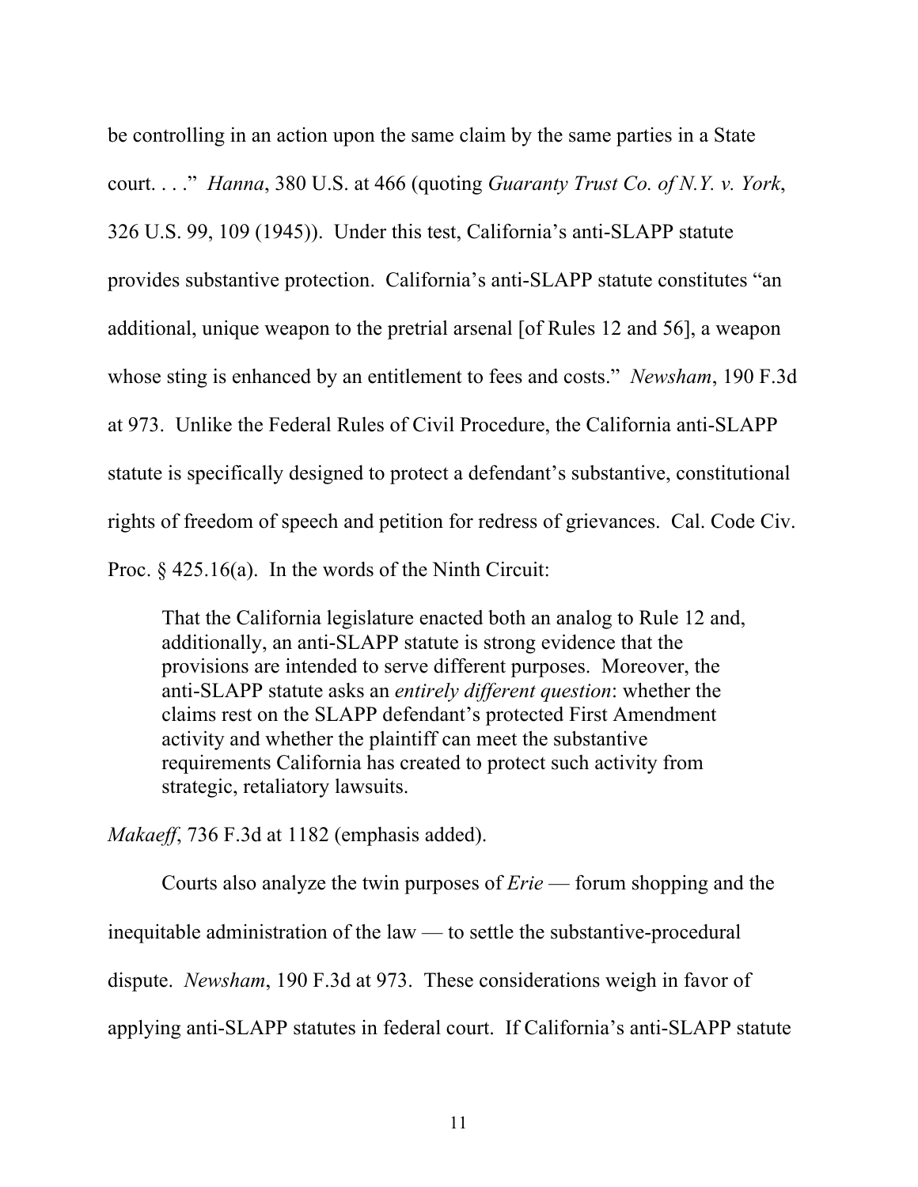be controlling in an action upon the same claim by the same parties in a State court. . . ." *Hanna*, 380 U.S. at 466 (quoting *Guaranty Trust Co. of N.Y. v. York*, 326 U.S. 99, 109 (1945)). Under this test, California's anti-SLAPP statute provides substantive protection. California's anti-SLAPP statute constitutes "an additional, unique weapon to the pretrial arsenal [of Rules 12 and 56], a weapon whose sting is enhanced by an entitlement to fees and costs." *Newsham*, 190 F.3d at 973. Unlike the Federal Rules of Civil Procedure, the California anti-SLAPP statute is specifically designed to protect a defendant's substantive, constitutional rights of freedom of speech and petition for redress of grievances. Cal. Code Civ. Proc. § 425.16(a). In the words of the Ninth Circuit:

> That the California legislature enacted both an analog to Rule 12 and, additionally, an anti-SLAPP statute is strong evidence that the provisions are intended to serve different purposes. Moreover, the anti-SLAPP statute asks an *entirely different question*: whether the claims rest on the SLAPP defendant's protected First Amendment activity and whether the plaintiff can meet the substantive requirements California has created to protect such activity from strategic, retaliatory lawsuits.

*Makaeff*, 736 F.3d at 1182 (emphasis added).

Courts also analyze the twin purposes of *Erie* — forum shopping and the inequitable administration of the law — to settle the substantive-procedural dispute. *Newsham*, 190 F.3d at 973. These considerations weigh in favor of applying anti-SLAPP statutes in federal court. If California's anti-SLAPP statute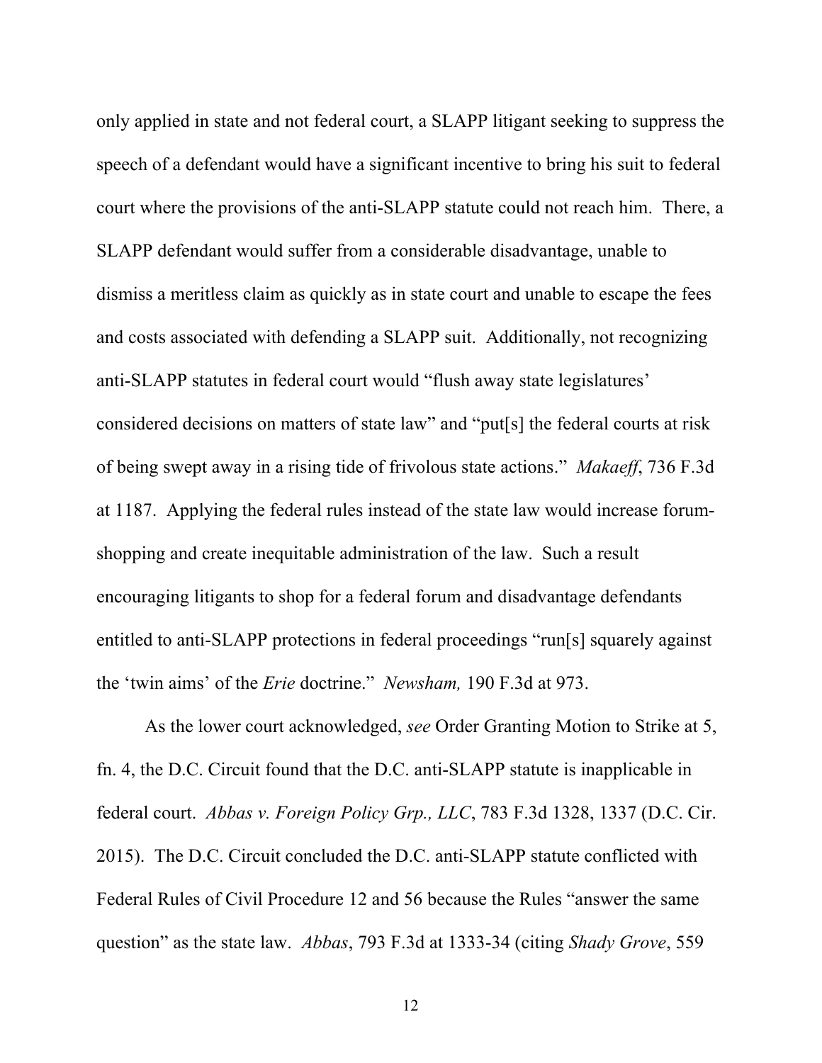only applied in state and not federal court, a SLAPP litigant seeking to suppress the speech of a defendant would have a significant incentive to bring his suit to federal court where the provisions of the anti-SLAPP statute could not reach him. There, a SLAPP defendant would suffer from a considerable disadvantage, unable to dismiss a meritless claim as quickly as in state court and unable to escape the fees and costs associated with defending a SLAPP suit. Additionally, not recognizing anti-SLAPP statutes in federal court would "flush away state legislatures' considered decisions on matters of state law" and "put[s] the federal courts at risk of being swept away in a rising tide of frivolous state actions." *Makaeff*, 736 F.3d at 1187. Applying the federal rules instead of the state law would increase forum-shopping and create inequitable administration of the law. Such a result encouraging litigants to shop for a federal forum and disadvantage defendants entitled to anti-SLAPP protections in federal proceedings "run[s] squarely against the 'twin aims' of the *Erie* doctrine." *Newsham,* 190 F.3d at 973.

As the lower court acknowledged, *see* Order Granting Motion to Strike at 5, fn. 4, the D.C. Circuit found that the D.C. anti-SLAPP statute is inapplicable in federal court. *Abbas v. Foreign Policy Grp., LLC*, 783 F.3d 1328, 1337 (D.C. Cir. 2015). The D.C. Circuit concluded the D.C. anti-SLAPP statute conflicted with Federal Rules of Civil Procedure 12 and 56 because the Rules "answer the same question" as the state law. *Abbas*, 793 F.3d at 1333-34 (citing *Shady Grove*, 559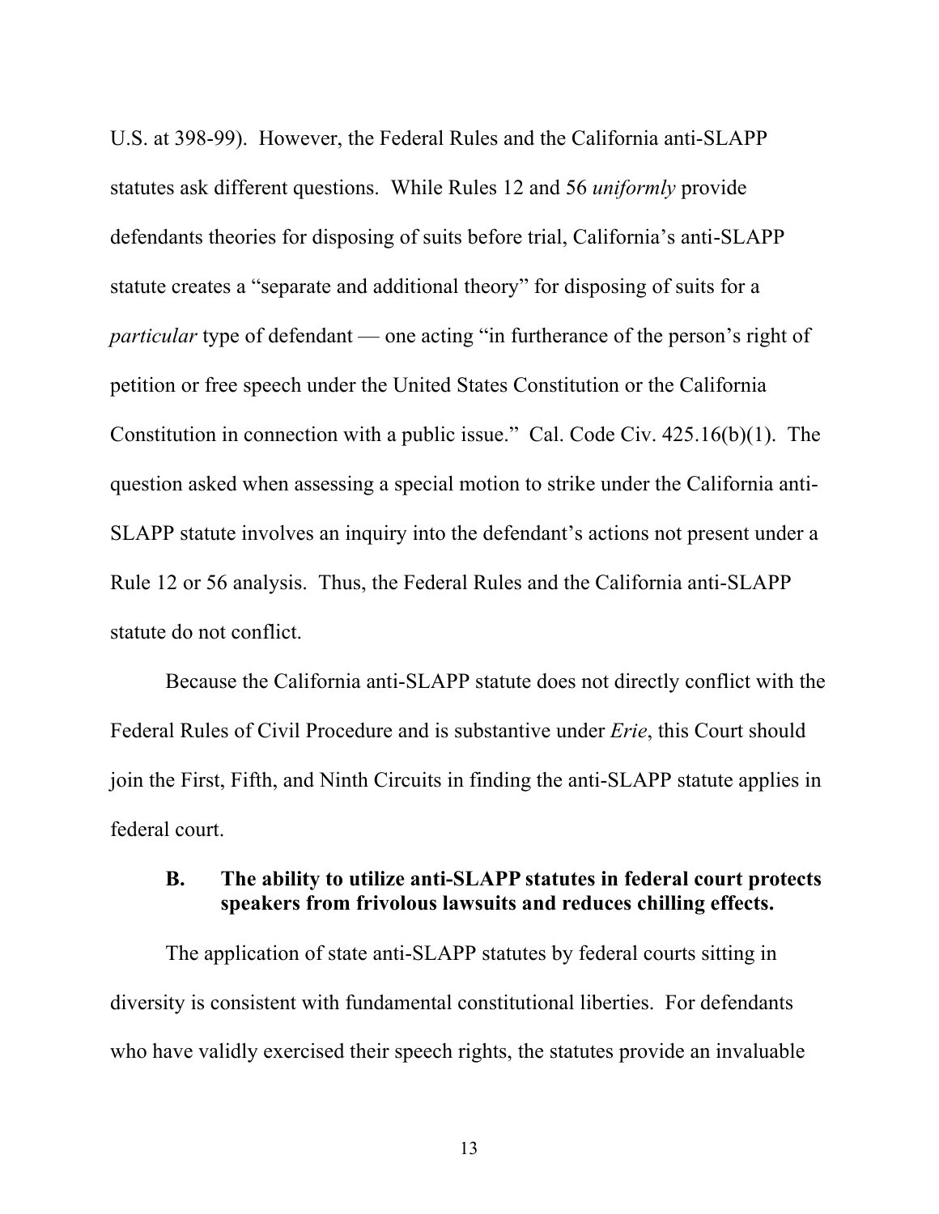U.S. at 398-99). However, the Federal Rules and the California anti-SLAPP statutes ask different questions. While Rules 12 and 56 *uniformly* provide defendants theories for disposing of suits before trial, California's anti-SLAPP statute creates a "separate and additional theory" for disposing of suits for a *particular* type of defendant — one acting "in furtherance of the person's right of petition or free speech under the United States Constitution or the California Constitution in connection with a public issue." Cal. Code Civ. 425.16(b)(1). The question asked when assessing a special motion to strike under the California anti-SLAPP statute involves an inquiry into the defendant's actions not present under a Rule 12 or 56 analysis. Thus, the Federal Rules and the California anti-SLAPP statute do not conflict.

Because the California anti-SLAPP statute does not directly conflict with the Federal Rules of Civil Procedure and is substantive under *Erie*, this Court should join the First, Fifth, and Ninth Circuits in finding the anti-SLAPP statute applies in federal court.

### B. The ability to utilize anti-SLAPP statutes in federal court protects speakers from frivolous lawsuits and reduces chilling effects.

The application of state anti-SLAPP statutes by federal courts sitting in diversity is consistent with fundamental constitutional liberties. For defendants who have validly exercised their speech rights, the statutes provide an invaluable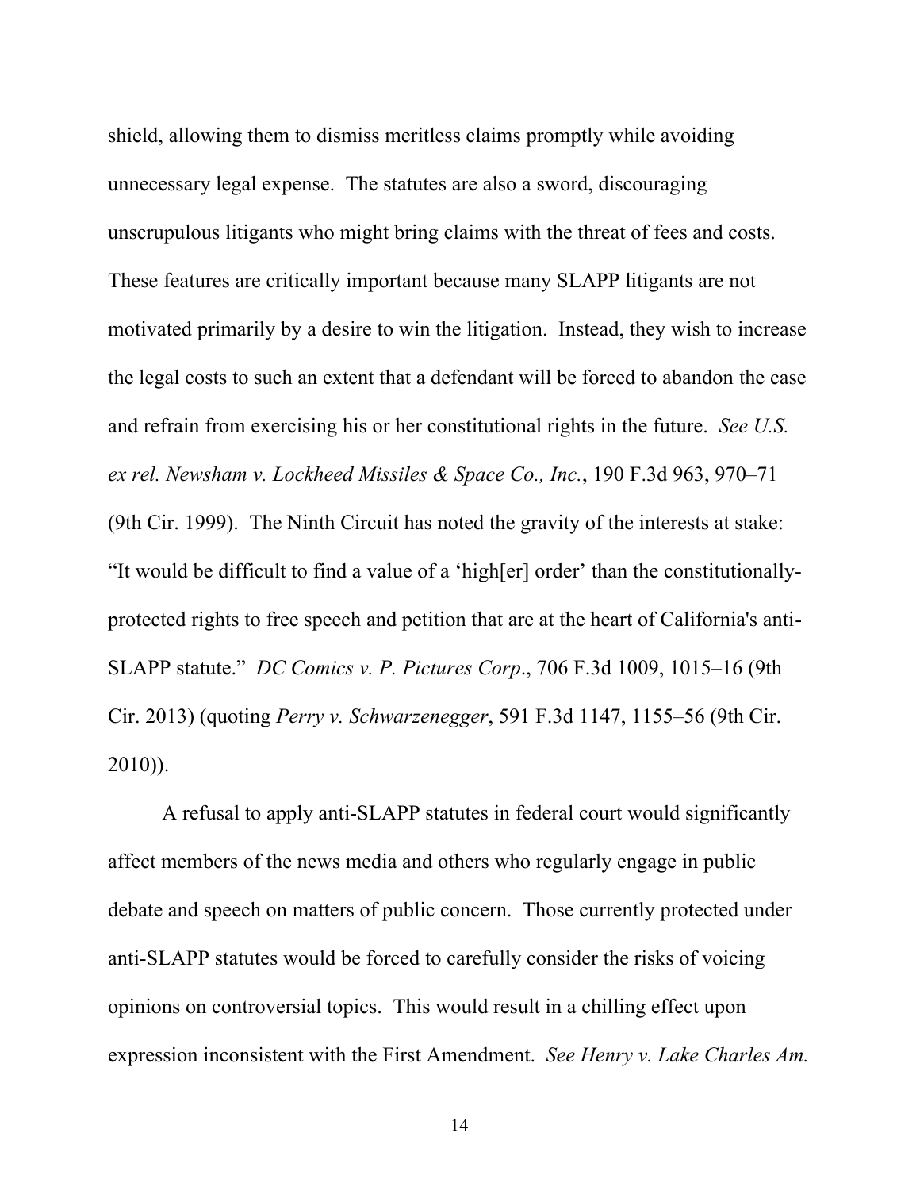shield, allowing them to dismiss meritless claims promptly while avoiding unnecessary legal expense. The statutes are also a sword, discouraging unscrupulous litigants who might bring claims with the threat of fees and costs. These features are critically important because many SLAPP litigants are not motivated primarily by a desire to win the litigation. Instead, they wish to increase the legal costs to such an extent that a defendant will be forced to abandon the case and refrain from exercising his or her constitutional rights in the future. *See U.S. ex rel. Newsham v. Lockheed Missiles & Space Co., Inc.*, 190 F.3d 963, 970–71 (9th Cir. 1999). The Ninth Circuit has noted the gravity of the interests at stake: "It would be difficult to find a value of a 'high[er] order' than the constitutionally-protected rights to free speech and petition that are at the heart of California's anti-SLAPP statute." *DC Comics v. P. Pictures Corp*., 706 F.3d 1009, 1015–16 (9th Cir. 2013) (quoting *Perry v. Schwarzenegger*, 591 F.3d 1147, 1155–56 (9th Cir. 2010)).

A refusal to apply anti-SLAPP statutes in federal court would significantly affect members of the news media and others who regularly engage in public debate and speech on matters of public concern. Those currently protected under anti-SLAPP statutes would be forced to carefully consider the risks of voicing opinions on controversial topics. This would result in a chilling effect upon expression inconsistent with the First Amendment. *See Henry v. Lake Charles Am.*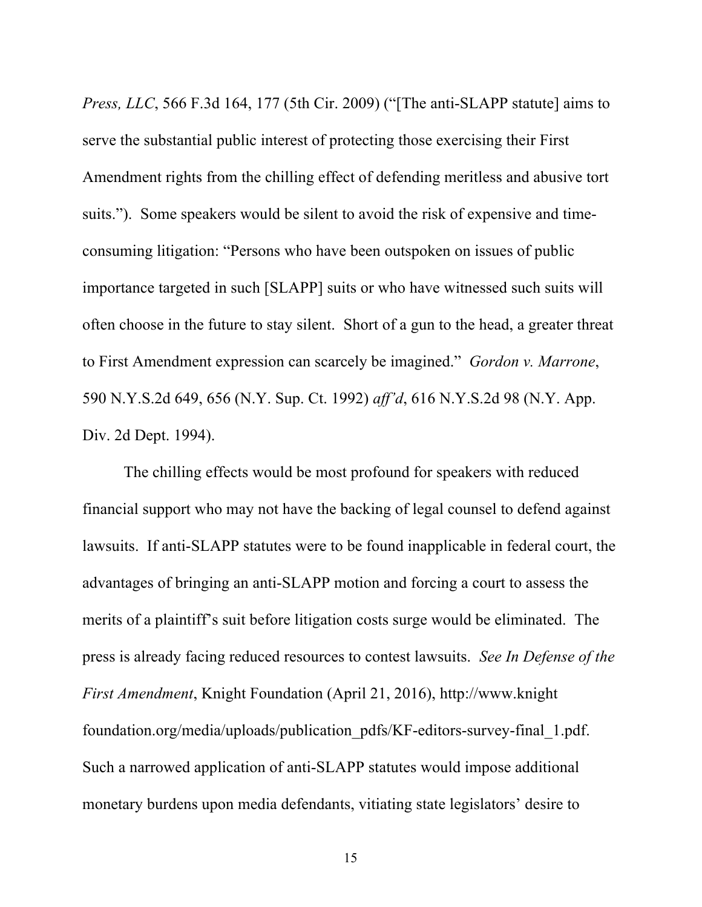*Press, LLC*, 566 F.3d 164, 177 (5th Cir. 2009) ("[The anti-SLAPP statute] aims to serve the substantial public interest of protecting those exercising their First Amendment rights from the chilling effect of defending meritless and abusive tort suits."). Some speakers would be silent to avoid the risk of expensive and time-consuming litigation: "Persons who have been outspoken on issues of public importance targeted in such [SLAPP] suits or who have witnessed such suits will often choose in the future to stay silent. Short of a gun to the head, a greater threat to First Amendment expression can scarcely be imagined." *Gordon v. Marrone*, 590 N.Y.S.2d 649, 656 (N.Y. Sup. Ct. 1992) *aff'd*, 616 N.Y.S.2d 98 (N.Y. App. Div. 2d Dept. 1994).

The chilling effects would be most profound for speakers with reduced financial support who may not have the backing of legal counsel to defend against lawsuits. If anti-SLAPP statutes were to be found inapplicable in federal court, the advantages of bringing an anti-SLAPP motion and forcing a court to assess the merits of a plaintiff's suit before litigation costs surge would be eliminated. The press is already facing reduced resources to contest lawsuits. *See In Defense of the First Amendment*, Knight Foundation (April 21, 2016), http://www.knightfoundation.org/media/uploads/publication_pdfs/KF-editors-survey-final_1.pdf. Such a narrowed application of anti-SLAPP statutes would impose additional monetary burdens upon media defendants, vitiating state legislators' desire to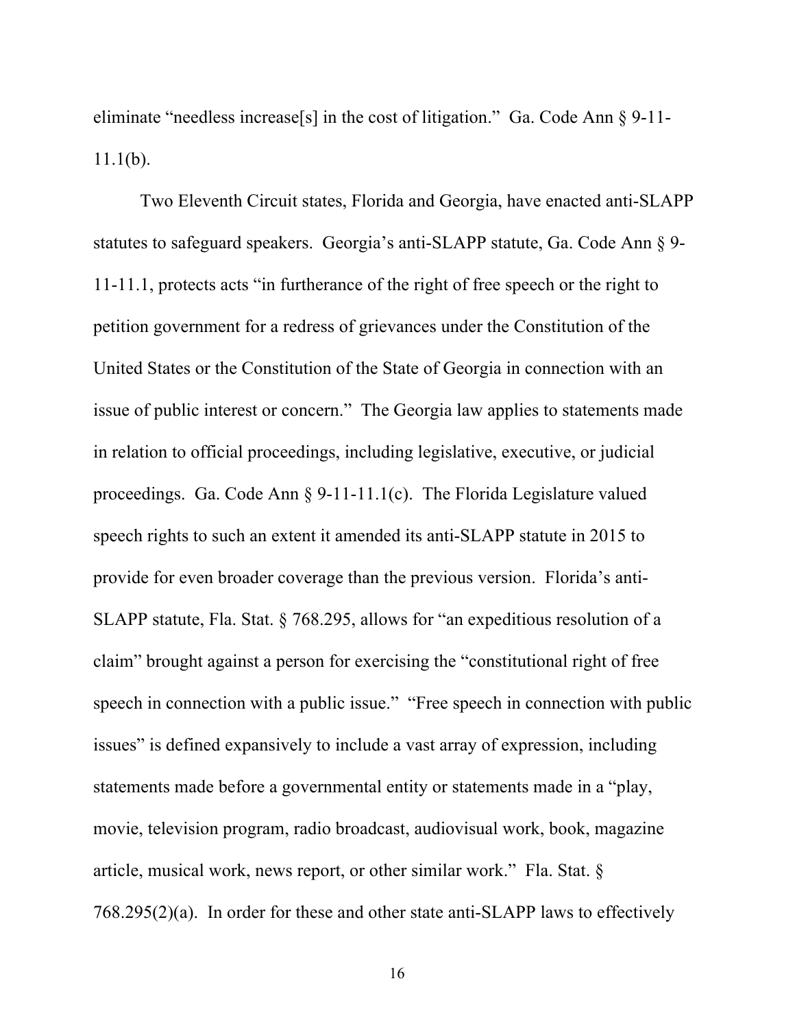eliminate "needless increase[s] in the cost of litigation." Ga. Code Ann § 9-11-11.1(b).

Two Eleventh Circuit states, Florida and Georgia, have enacted anti-SLAPP statutes to safeguard speakers. Georgia's anti-SLAPP statute, Ga. Code Ann § 9-11-11.1, protects acts "in furtherance of the right of free speech or the right to petition government for a redress of grievances under the Constitution of the United States or the Constitution of the State of Georgia in connection with an issue of public interest or concern." The Georgia law applies to statements made in relation to official proceedings, including legislative, executive, or judicial proceedings. Ga. Code Ann § 9-11-11.1(c). The Florida Legislature valued speech rights to such an extent it amended its anti-SLAPP statute in 2015 to provide for even broader coverage than the previous version. Florida's anti-SLAPP statute, Fla. Stat. § 768.295, allows for "an expeditious resolution of a claim" brought against a person for exercising the "constitutional right of free speech in connection with a public issue." "Free speech in connection with public issues" is defined expansively to include a vast array of expression, including statements made before a governmental entity or statements made in a "play, movie, television program, radio broadcast, audiovisual work, book, magazine article, musical work, news report, or other similar work." Fla. Stat. § 768.295(2)(a). In order for these and other state anti-SLAPP laws to effectively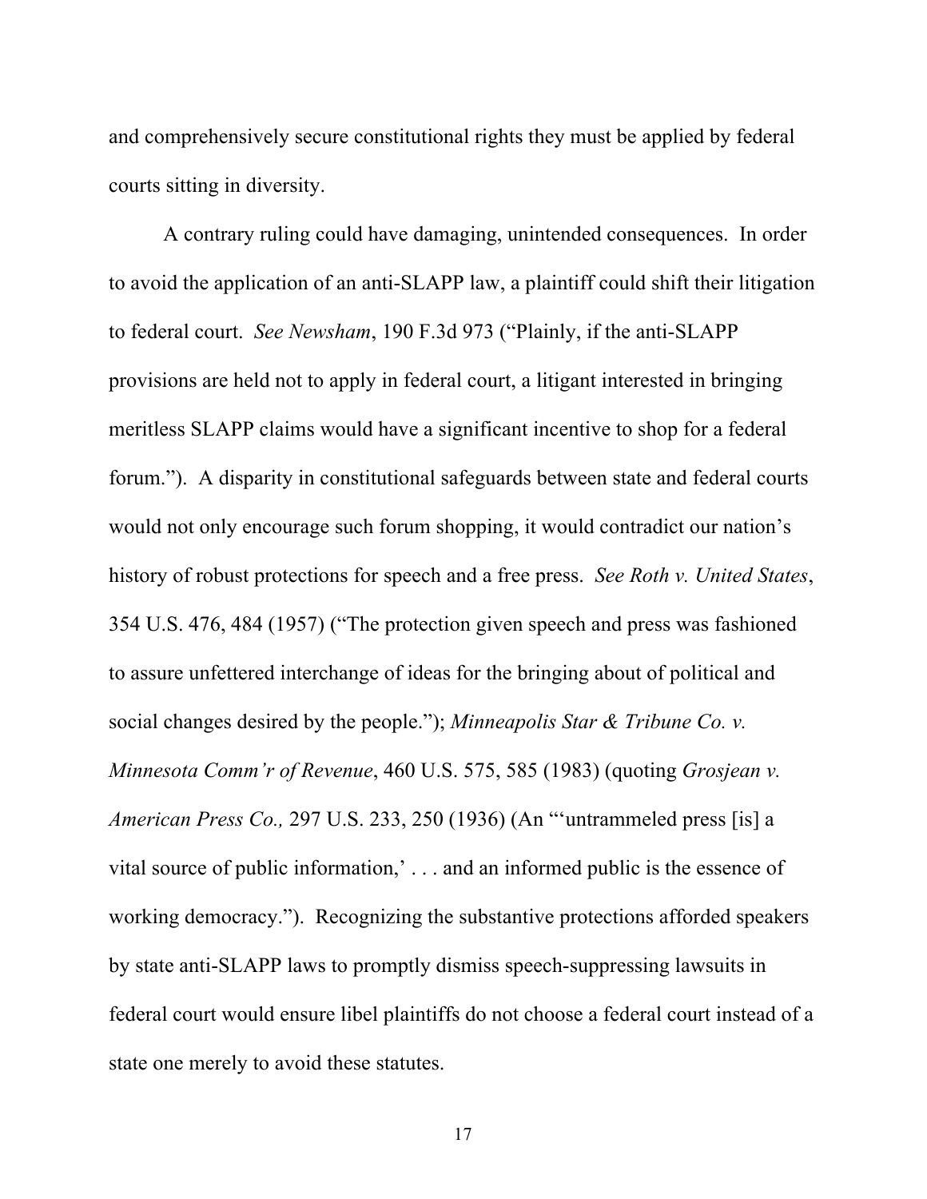and comprehensively secure constitutional rights they must be applied by federal courts sitting in diversity.

A contrary ruling could have damaging, unintended consequences. In order to avoid the application of an anti-SLAPP law, a plaintiff could shift their litigation to federal court. *See Newsham*, 190 F.3d 973 ("Plainly, if the anti-SLAPP provisions are held not to apply in federal court, a litigant interested in bringing meritless SLAPP claims would have a significant incentive to shop for a federal forum."). A disparity in constitutional safeguards between state and federal courts would not only encourage such forum shopping, it would contradict our nation's history of robust protections for speech and a free press. *See Roth v. United States*, 354 U.S. 476, 484 (1957) ("The protection given speech and press was fashioned to assure unfettered interchange of ideas for the bringing about of political and social changes desired by the people."); *Minneapolis Star & Tribune Co. v. Minnesota Comm'r of Revenue*, 460 U.S. 575, 585 (1983) (quoting *Grosjean v. American Press Co.,* 297 U.S. 233, 250 (1936) (An "'untrammeled press [is] a vital source of public information,' . . . and an informed public is the essence of working democracy."). Recognizing the substantive protections afforded speakers by state anti-SLAPP laws to promptly dismiss speech-suppressing lawsuits in federal court would ensure libel plaintiffs do not choose a federal court instead of a state one merely to avoid these statutes.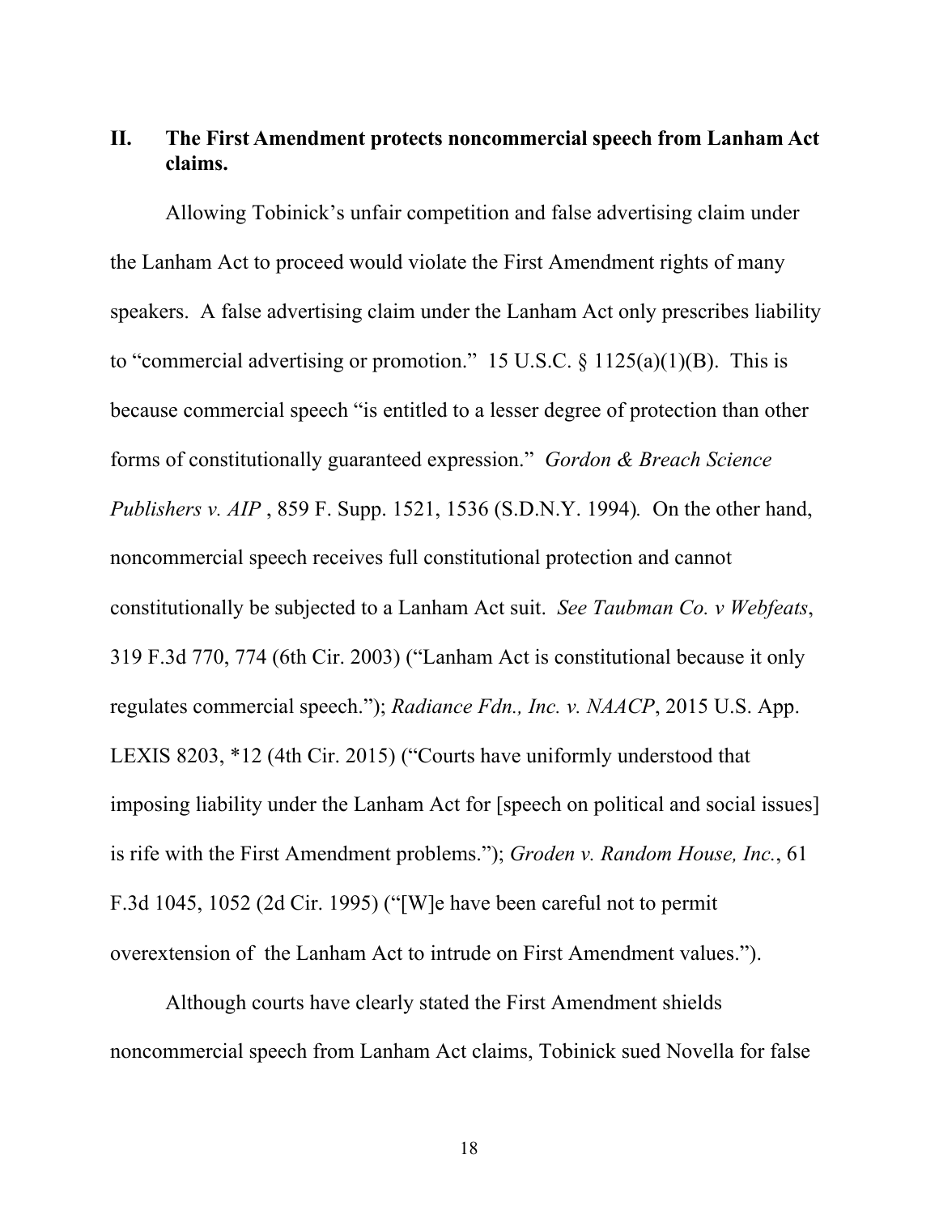## II. The First Amendment protects noncommercial speech from Lanham Act claims.

Allowing Tobinick's unfair competition and false advertising claim under the Lanham Act to proceed would violate the First Amendment rights of many speakers. A false advertising claim under the Lanham Act only prescribes liability to "commercial advertising or promotion." 15 U.S.C. § 1125(a)(1)(B). This is because commercial speech "is entitled to a lesser degree of protection than other forms of constitutionally guaranteed expression." *Gordon & Breach Science Publishers v. AIP* , 859 F. Supp. 1521, 1536 (S.D.N.Y. 1994). On the other hand, noncommercial speech receives full constitutional protection and cannot constitutionally be subjected to a Lanham Act suit. *See Taubman Co. v Webfeats*, 319 F.3d 770, 774 (6th Cir. 2003) ("Lanham Act is constitutional because it only regulates commercial speech."); *Radiance Fdn., Inc. v. NAACP*, 2015 U.S. App. LEXIS 8203, *12 (4th Cir. 2015) ("Courts have uniformly understood that imposing liability under the Lanham Act for [speech on political and social issues] is rife with the First Amendment problems."); *Groden v. Random House, Inc.*, 61 F.3d 1045, 1052 (2d Cir. 1995) ("[W]e have been careful not to permit overextension of the Lanham Act to intrude on First Amendment values.").

Although courts have clearly stated the First Amendment shields noncommercial speech from Lanham Act claims, Tobinick sued Novella for false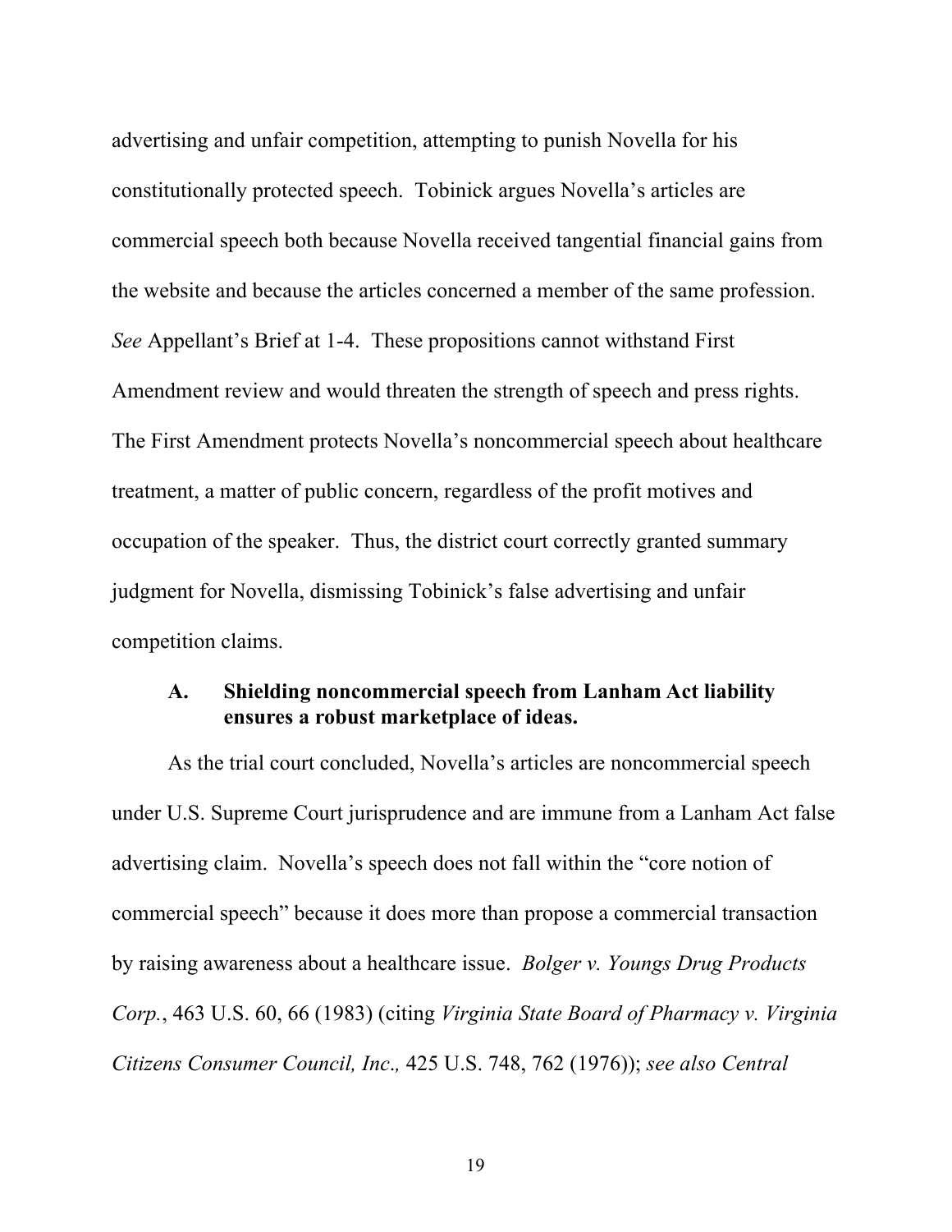advertising and unfair competition, attempting to punish Novella for his constitutionally protected speech. Tobinick argues Novella's articles are commercial speech both because Novella received tangential financial gains from the website and because the articles concerned a member of the same profession. *See* Appellant's Brief at 1-4. These propositions cannot withstand First Amendment review and would threaten the strength of speech and press rights. The First Amendment protects Novella's noncommercial speech about healthcare treatment, a matter of public concern, regardless of the profit motives and occupation of the speaker. Thus, the district court correctly granted summary judgment for Novella, dismissing Tobinick's false advertising and unfair competition claims.

### A. Shielding noncommercial speech from Lanham Act liability ensures a robust marketplace of ideas.

As the trial court concluded, Novella's articles are noncommercial speech under U.S. Supreme Court jurisprudence and are immune from a Lanham Act false advertising claim. Novella's speech does not fall within the "core notion of commercial speech" because it does more than propose a commercial transaction by raising awareness about a healthcare issue. *Bolger v. Youngs Drug Products Corp.*, 463 U.S. 60, 66 (1983) (citing *Virginia State Board of Pharmacy v. Virginia Citizens Consumer Council, Inc.,* 425 U.S. 748, 762 (1976)); *see also Central*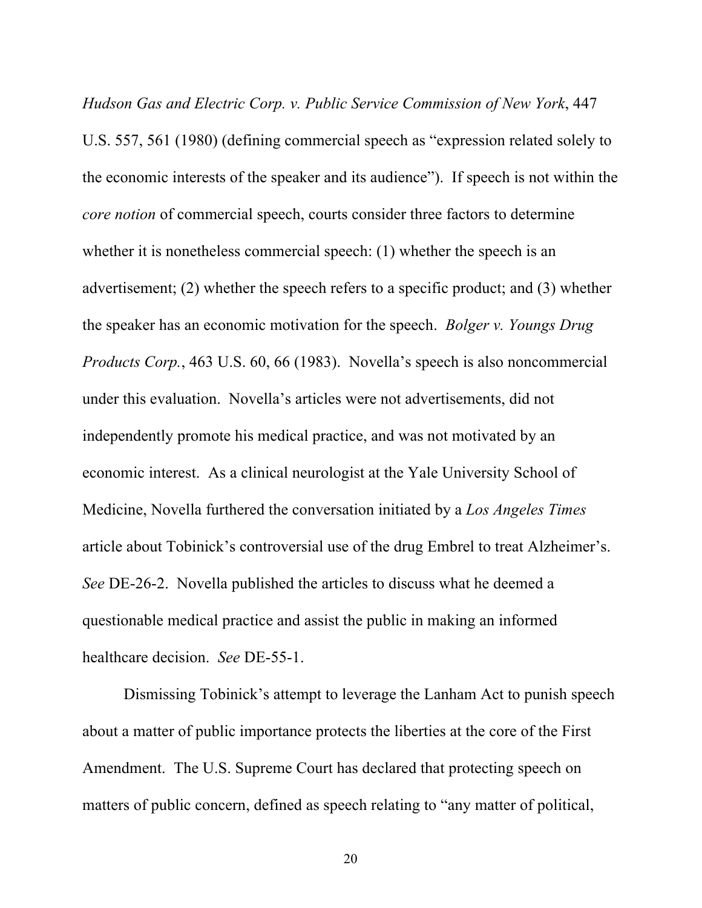*Hudson Gas and Electric Corp. v. Public Service Commission of New York*, 447 U.S. 557, 561 (1980) (defining commercial speech as "expression related solely to the economic interests of the speaker and its audience"). If speech is not within the *core notion* of commercial speech, courts consider three factors to determine whether it is nonetheless commercial speech: (1) whether the speech is an advertisement; (2) whether the speech refers to a specific product; and (3) whether the speaker has an economic motivation for the speech. *Bolger v. Youngs Drug Products Corp.*, 463 U.S. 60, 66 (1983). Novella's speech is also noncommercial under this evaluation. Novella's articles were not advertisements, did not independently promote his medical practice, and was not motivated by an economic interest. As a clinical neurologist at the Yale University School of Medicine, Novella furthered the conversation initiated by a *Los Angeles Times* article about Tobinick's controversial use of the drug Embrel to treat Alzheimer's. *See* DE-26-2. Novella published the articles to discuss what he deemed a questionable medical practice and assist the public in making an informed healthcare decision. *See* DE-55-1.

Dismissing Tobinick's attempt to leverage the Lanham Act to punish speech about a matter of public importance protects the liberties at the core of the First Amendment. The U.S. Supreme Court has declared that protecting speech on matters of public concern, defined as speech relating to "any matter of political,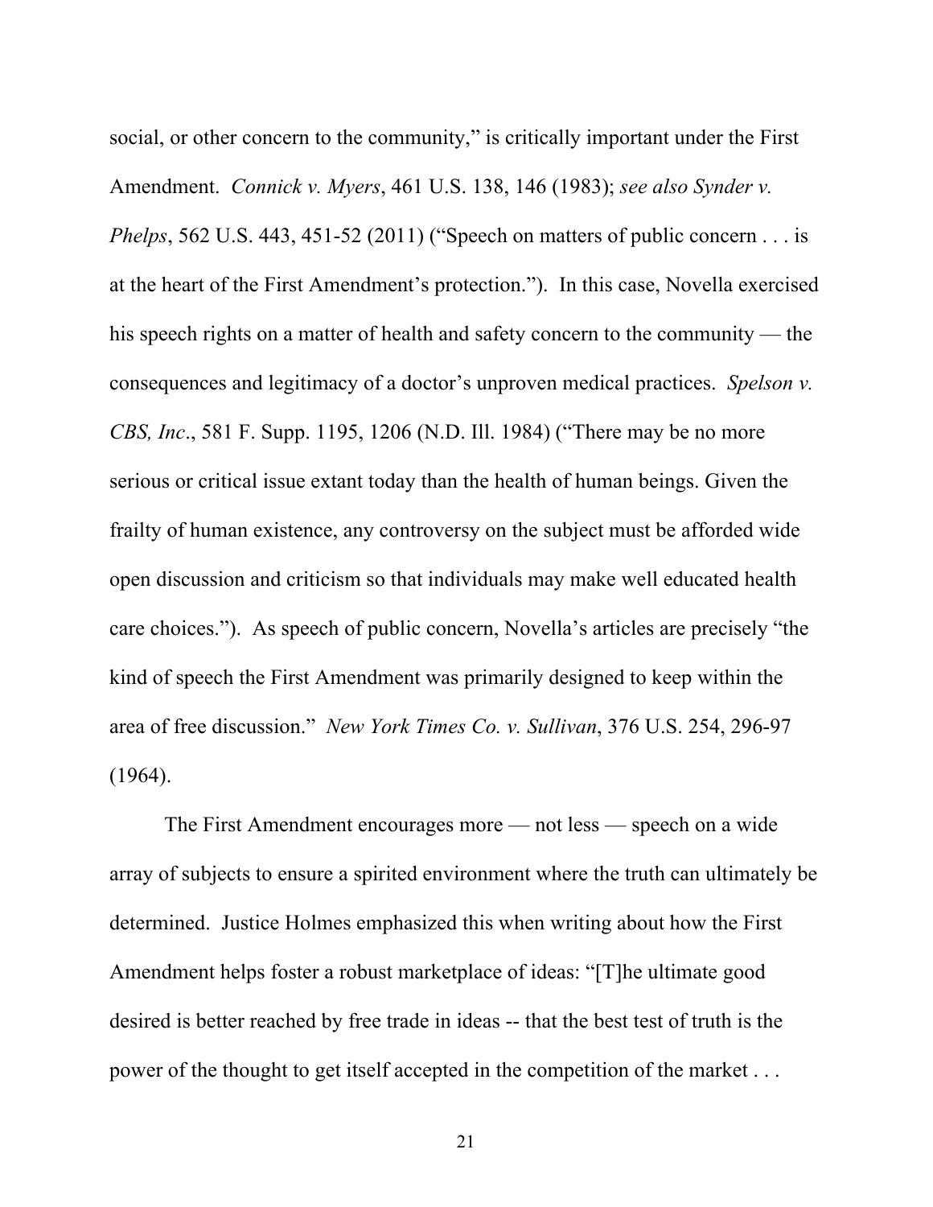social, or other concern to the community," is critically important under the First Amendment. *Connick v. Myers*, 461 U.S. 138, 146 (1983); *see also Synder v. Phelps*, 562 U.S. 443, 451-52 (2011) ("Speech on matters of public concern . . . is at the heart of the First Amendment's protection."). In this case, Novella exercised his speech rights on a matter of health and safety concern to the community — the consequences and legitimacy of a doctor's unproven medical practices. *Spelson v. CBS, Inc*., 581 F. Supp. 1195, 1206 (N.D. Ill. 1984) ("There may be no more serious or critical issue extant today than the health of human beings. Given the frailty of human existence, any controversy on the subject must be afforded wide open discussion and criticism so that individuals may make well educated health care choices."). As speech of public concern, Novella's articles are precisely "the kind of speech the First Amendment was primarily designed to keep within the area of free discussion." *New York Times Co. v. Sullivan*, 376 U.S. 254, 296-97 (1964).

The First Amendment encourages more — not less — speech on a wide array of subjects to ensure a spirited environment where the truth can ultimately be determined. Justice Holmes emphasized this when writing about how the First Amendment helps foster a robust marketplace of ideas: "[T]he ultimate good desired is better reached by free trade in ideas -- that the best test of truth is the power of the thought to get itself accepted in the competition of the market . . .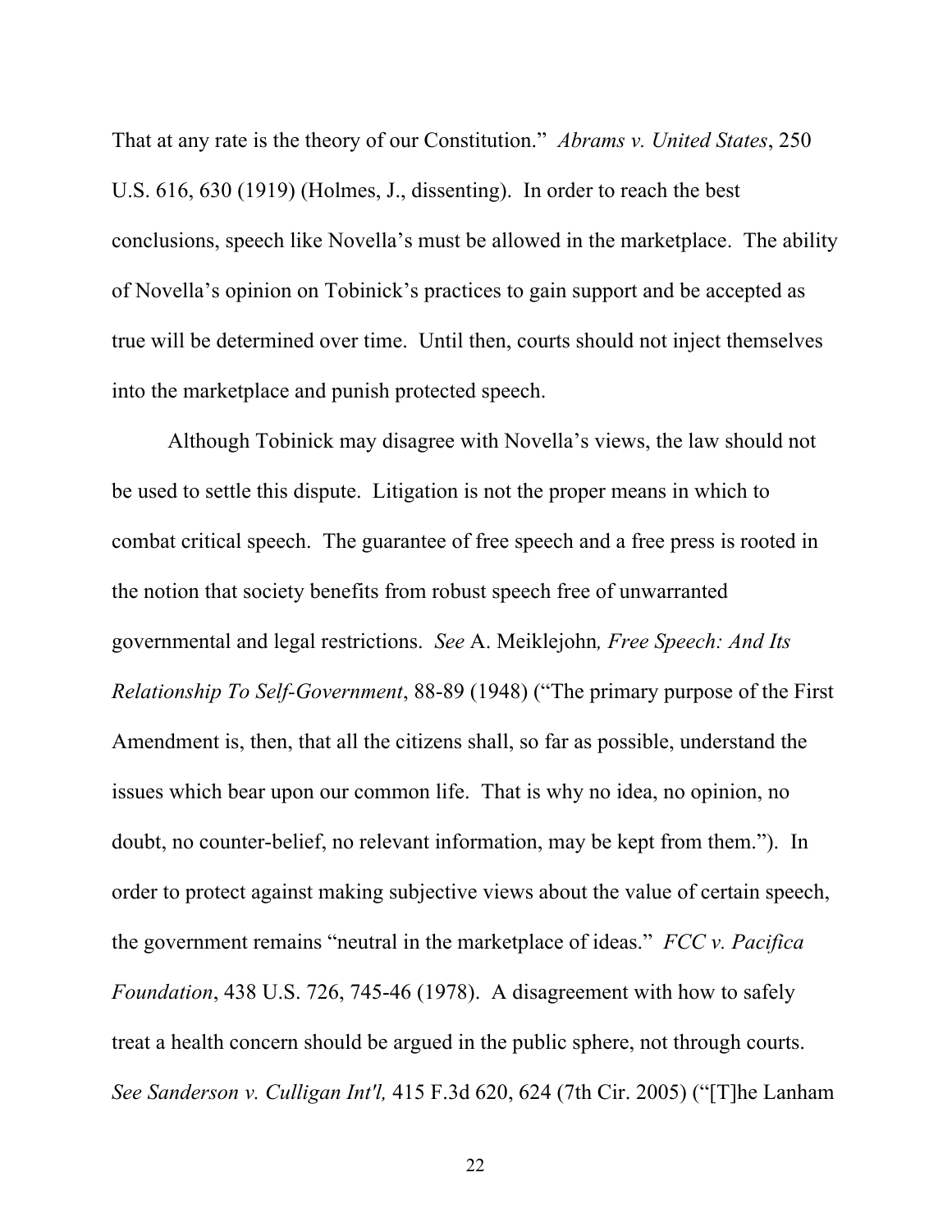That at any rate is the theory of our Constitution." *Abrams v. United States*, 250 U.S. 616, 630 (1919) (Holmes, J., dissenting). In order to reach the best conclusions, speech like Novella's must be allowed in the marketplace. The ability of Novella's opinion on Tobinick's practices to gain support and be accepted as true will be determined over time. Until then, courts should not inject themselves into the marketplace and punish protected speech.

Although Tobinick may disagree with Novella's views, the law should not be used to settle this dispute. Litigation is not the proper means in which to combat critical speech. The guarantee of free speech and a free press is rooted in the notion that society benefits from robust speech free of unwarranted governmental and legal restrictions. *See* A. Meiklejohn*, Free Speech: And Its Relationship To Self-Government*, 88-89 (1948) ("The primary purpose of the First Amendment is, then, that all the citizens shall, so far as possible, understand the issues which bear upon our common life. That is why no idea, no opinion, no doubt, no counter-belief, no relevant information, may be kept from them."). In order to protect against making subjective views about the value of certain speech, the government remains "neutral in the marketplace of ideas." *FCC v. Pacifica Foundation*, 438 U.S. 726, 745-46 (1978). A disagreement with how to safely treat a health concern should be argued in the public sphere, not through courts. *See Sanderson v. Culligan Int'l,* 415 F.3d 620, 624 (7th Cir. 2005) ("[T]he Lanham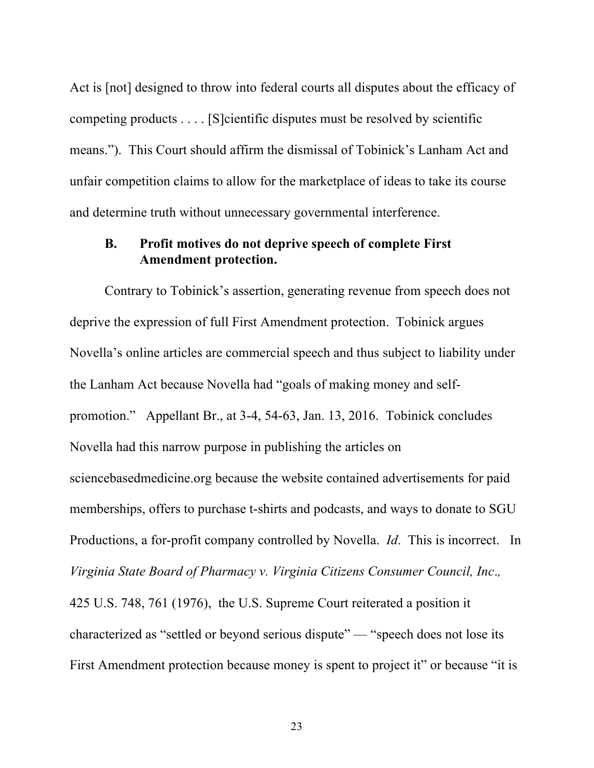Act is [not] designed to throw into federal courts all disputes about the efficacy of competing products . . . . [S]cientific disputes must be resolved by scientific means."). This Court should affirm the dismissal of Tobinick's Lanham Act and unfair competition claims to allow for the marketplace of ideas to take its course and determine truth without unnecessary governmental interference.

### B. Profit motives do not deprive speech of complete First Amendment protection.

Contrary to Tobinick's assertion, generating revenue from speech does not deprive the expression of full First Amendment protection. Tobinick argues Novella's online articles are commercial speech and thus subject to liability under the Lanham Act because Novella had "goals of making money and self-promotion." Appellant Br., at 3-4, 54-63, Jan. 13, 2016. Tobinick concludes Novella had this narrow purpose in publishing the articles on sciencebasedmedicine.org because the website contained advertisements for paid memberships, offers to purchase t-shirts and podcasts, and ways to donate to SGU Productions, a for-profit company controlled by Novella. *Id*. This is incorrect. In *Virginia State Board of Pharmacy v. Virginia Citizens Consumer Council, Inc*., 425 U.S. 748, 761 (1976), the U.S. Supreme Court reiterated a position it characterized as "settled or beyond serious dispute" — "speech does not lose its First Amendment protection because money is spent to project it" or because "it is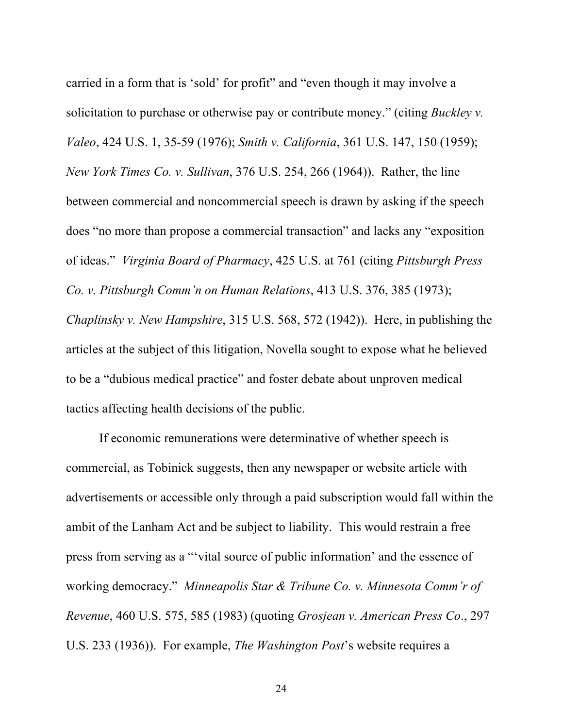carried in a form that is 'sold' for profit" and "even though it may involve a solicitation to purchase or otherwise pay or contribute money." (citing *Buckley v. Valeo*, 424 U.S. 1, 35-59 (1976); *Smith v. California*, 361 U.S. 147, 150 (1959); *New York Times Co. v. Sullivan*, 376 U.S. 254, 266 (1964)). Rather, the line between commercial and noncommercial speech is drawn by asking if the speech does "no more than propose a commercial transaction" and lacks any "exposition of ideas." *Virginia Board of Pharmacy*, 425 U.S. at 761 (citing *Pittsburgh Press Co. v. Pittsburgh Comm'n on Human Relations*, 413 U.S. 376, 385 (1973); *Chaplinsky v. New Hampshire*, 315 U.S. 568, 572 (1942)). Here, in publishing the articles at the subject of this litigation, Novella sought to expose what he believed to be a "dubious medical practice" and foster debate about unproven medical tactics affecting health decisions of the public.

If economic remunerations were determinative of whether speech is commercial, as Tobinick suggests, then any newspaper or website article with advertisements or accessible only through a paid subscription would fall within the ambit of the Lanham Act and be subject to liability. This would restrain a free press from serving as a "'vital source of public information' and the essence of working democracy." *Minneapolis Star & Tribune Co. v. Minnesota Comm'r of Revenue*, 460 U.S. 575, 585 (1983) (quoting *Grosjean v. American Press Co*., 297 U.S. 233 (1936)). For example, *The Washington Post*'s website requires a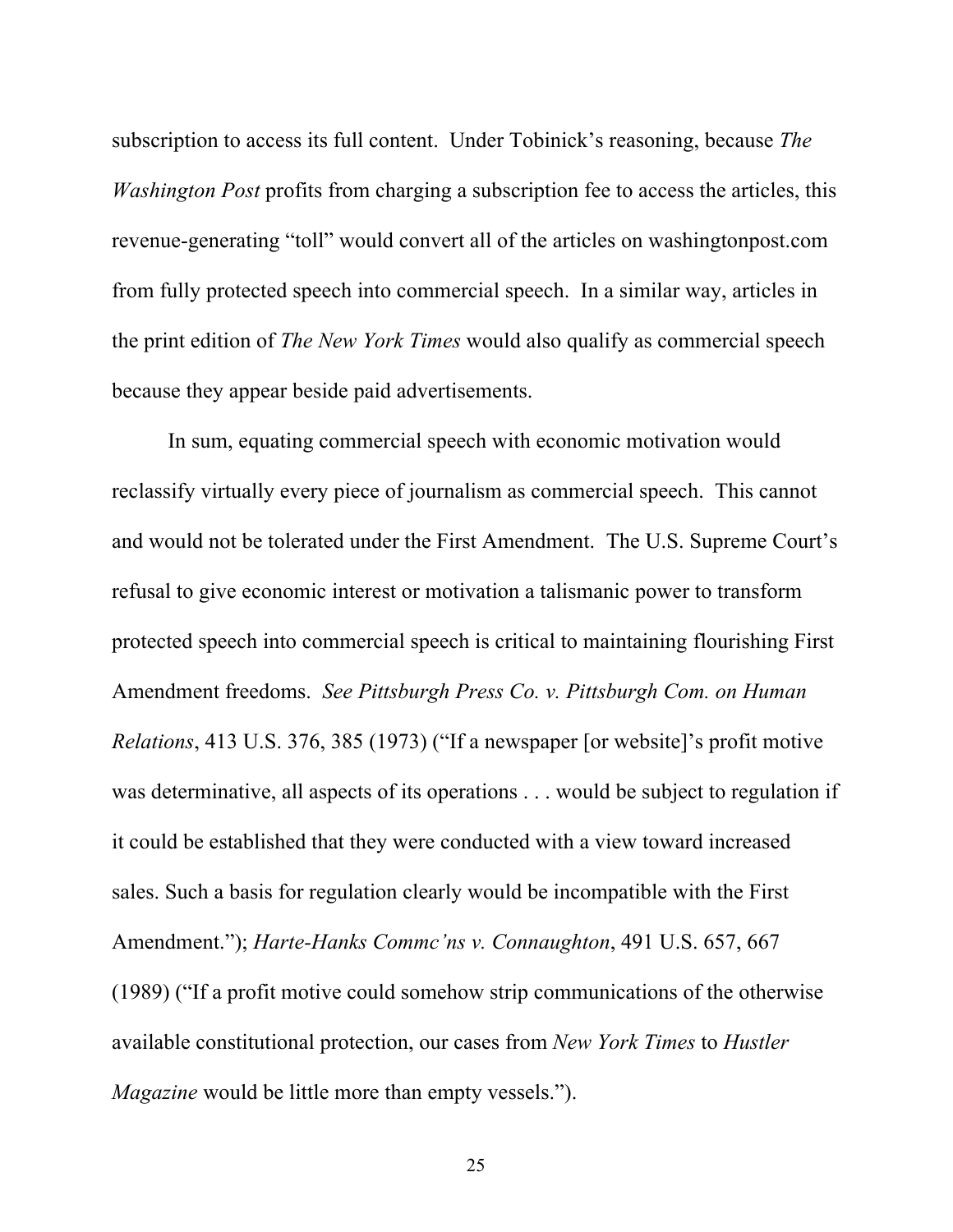subscription to access its full content. Under Tobinick's reasoning, because *The Washington Post* profits from charging a subscription fee to access the articles, this revenue-generating "toll" would convert all of the articles on washingtonpost.com from fully protected speech into commercial speech. In a similar way, articles in the print edition of *The New York Times* would also qualify as commercial speech because they appear beside paid advertisements.

In sum, equating commercial speech with economic motivation would reclassify virtually every piece of journalism as commercial speech. This cannot and would not be tolerated under the First Amendment. The U.S. Supreme Court's refusal to give economic interest or motivation a talismanic power to transform protected speech into commercial speech is critical to maintaining flourishing First Amendment freedoms. *See Pittsburgh Press Co. v. Pittsburgh Com. on Human Relations*, 413 U.S. 376, 385 (1973) ("If a newspaper [or website]'s profit motive was determinative, all aspects of its operations . . . would be subject to regulation if it could be established that they were conducted with a view toward increased sales. Such a basis for regulation clearly would be incompatible with the First Amendment."); *Harte-Hanks Commc'ns v. Connaughton*, 491 U.S. 657, 667 (1989) ("If a profit motive could somehow strip communications of the otherwise available constitutional protection, our cases from *New York Times* to *Hustler Magazine* would be little more than empty vessels.").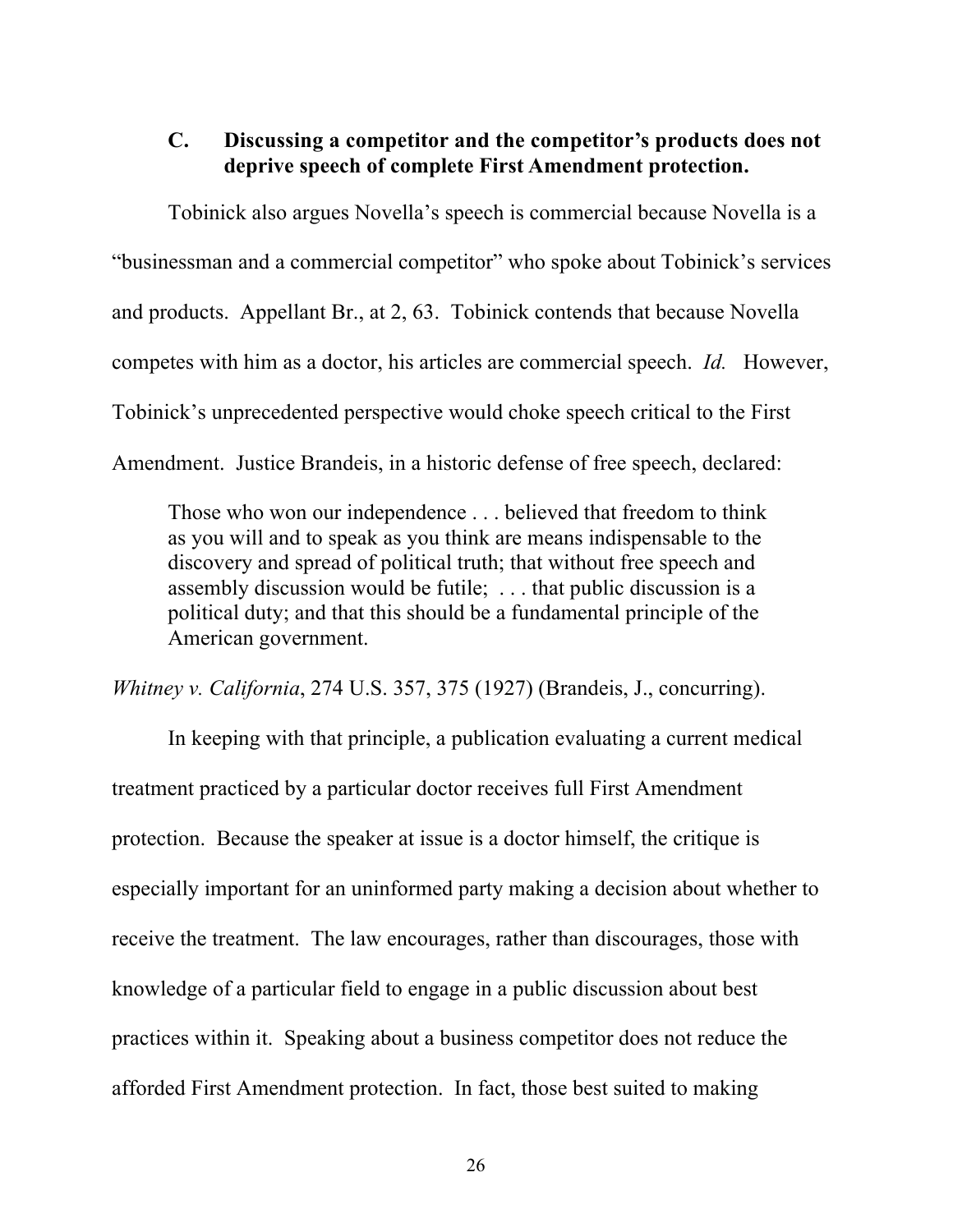### C. Discussing a competitor and the competitor's products does not deprive speech of complete First Amendment protection.

Tobinick also argues Novella's speech is commercial because Novella is a "businessman and a commercial competitor" who spoke about Tobinick's services and products. Appellant Br., at 2, 63. Tobinick contends that because Novella competes with him as a doctor, his articles are commercial speech. *Id.* However, Tobinick's unprecedented perspective would choke speech critical to the First Amendment. Justice Brandeis, in a historic defense of free speech, declared:

> Those who won our independence . . . believed that freedom to think as you will and to speak as you think are means indispensable to the discovery and spread of political truth; that without free speech and assembly discussion would be futile; . . . that public discussion is a political duty; and that this should be a fundamental principle of the American government.

*Whitney v. California*, 274 U.S. 357, 375 (1927) (Brandeis, J., concurring).

In keeping with that principle, a publication evaluating a current medical treatment practiced by a particular doctor receives full First Amendment protection. Because the speaker at issue is a doctor himself, the critique is especially important for an uninformed party making a decision about whether to receive the treatment. The law encourages, rather than discourages, those with knowledge of a particular field to engage in a public discussion about best practices within it. Speaking about a business competitor does not reduce the afforded First Amendment protection. In fact, those best suited to making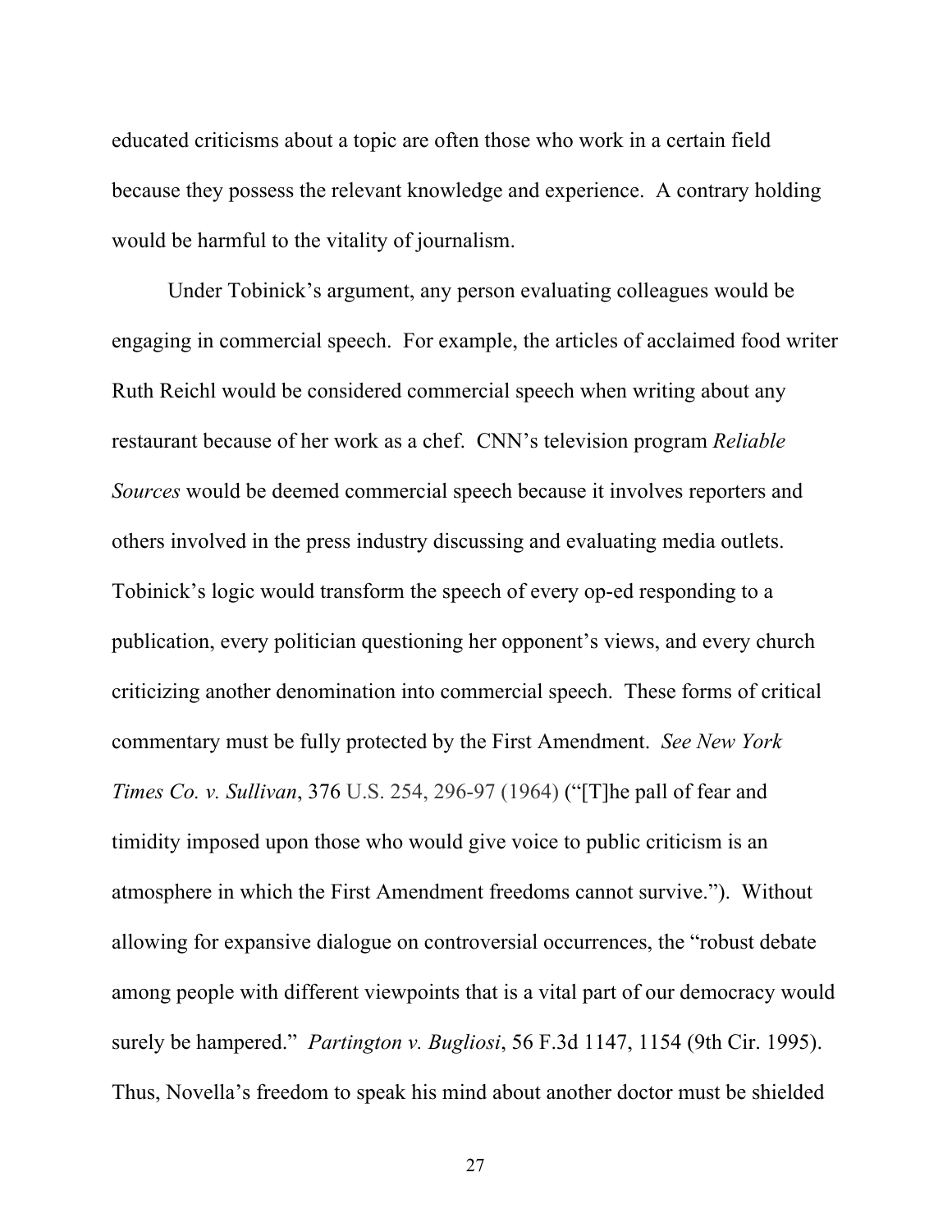educated criticisms about a topic are often those who work in a certain field because they possess the relevant knowledge and experience. A contrary holding would be harmful to the vitality of journalism.

Under Tobinick's argument, any person evaluating colleagues would be engaging in commercial speech. For example, the articles of acclaimed food writer Ruth Reichl would be considered commercial speech when writing about any restaurant because of her work as a chef. CNN's television program *Reliable Sources* would be deemed commercial speech because it involves reporters and others involved in the press industry discussing and evaluating media outlets. Tobinick's logic would transform the speech of every op-ed responding to a publication, every politician questioning her opponent's views, and every church criticizing another denomination into commercial speech. These forms of critical commentary must be fully protected by the First Amendment. *See New York Times Co. v. Sullivan*, 376 U.S. 254, 296-97 (1964) ("[T]he pall of fear and timidity imposed upon those who would give voice to public criticism is an atmosphere in which the First Amendment freedoms cannot survive."). Without allowing for expansive dialogue on controversial occurrences, the "robust debate among people with different viewpoints that is a vital part of our democracy would surely be hampered." *Partington v. Bugliosi*, 56 F.3d 1147, 1154 (9th Cir. 1995). Thus, Novella's freedom to speak his mind about another doctor must be shielded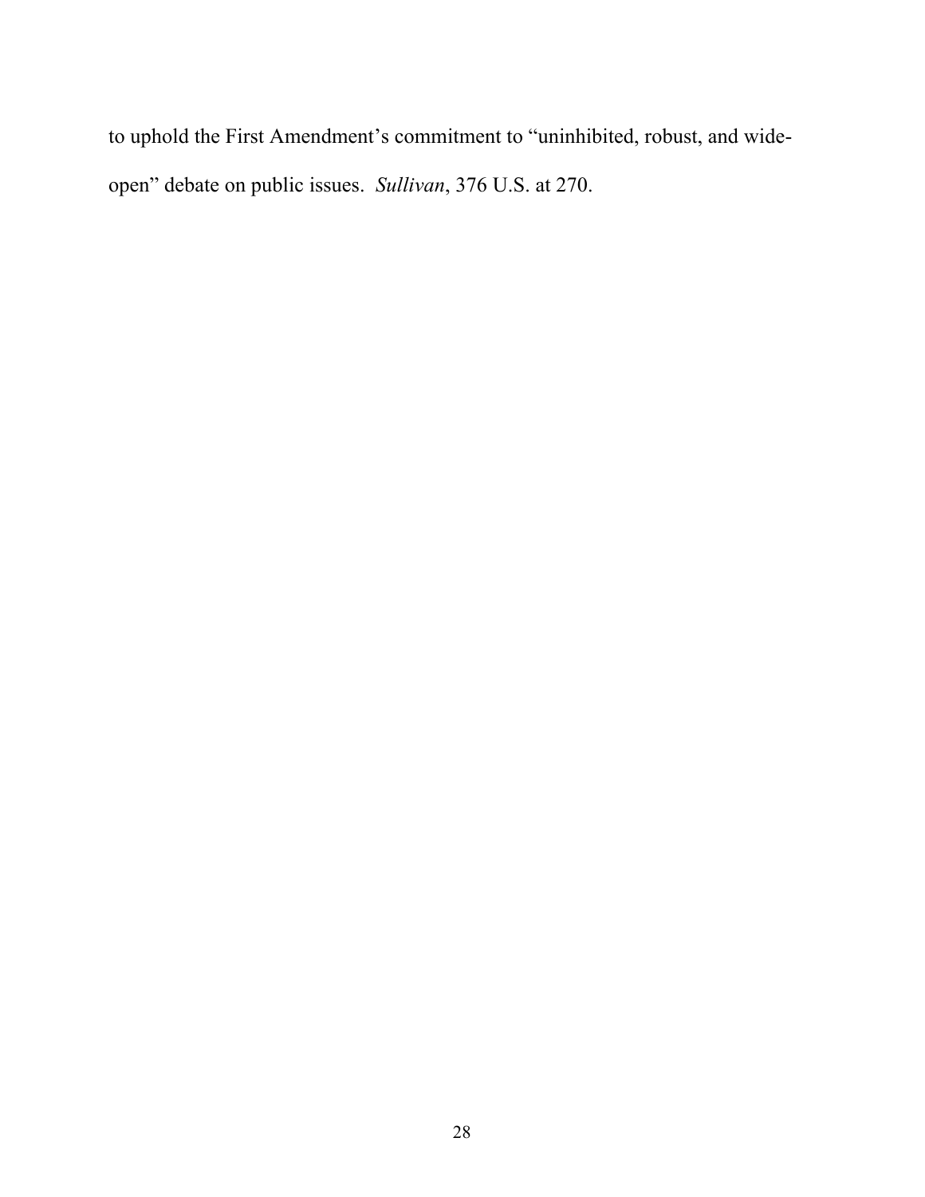to uphold the First Amendment's commitment to "uninhibited, robust, and wide-open" debate on public issues. *Sullivan*, 376 U.S. at 270.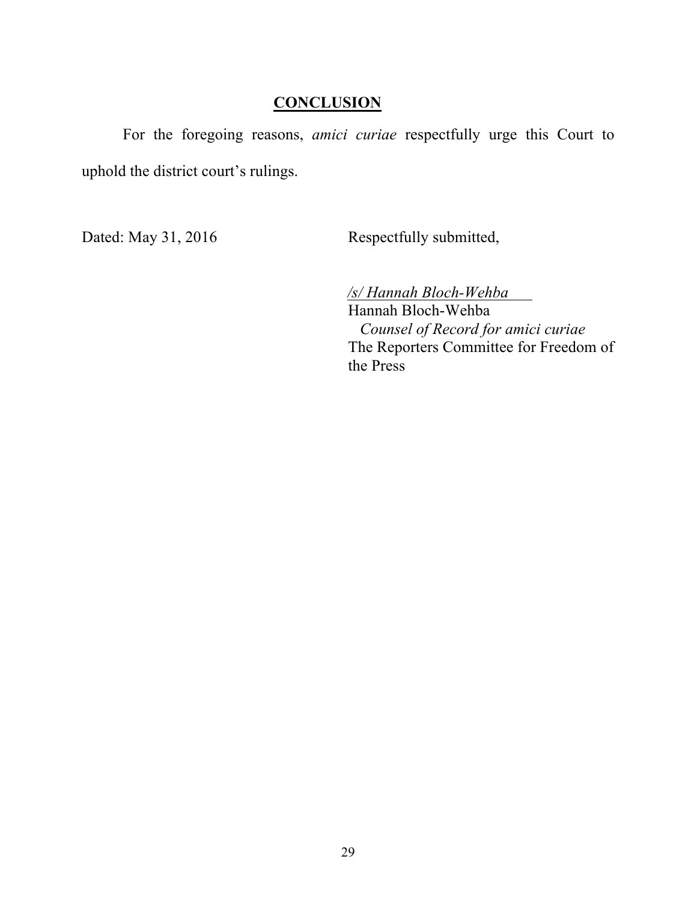## CONCLUSION

For the foregoing reasons, *amici curiae* respectfully urge this Court to uphold the district court's rulings.

Dated: May 31, 2016

Respectfully submitted,

*/s/ Hannah Bloch-Wehba*
Hannah Bloch-Wehba
*Counsel of Record for amici curiae*
The Reporters Committee for Freedom of the Press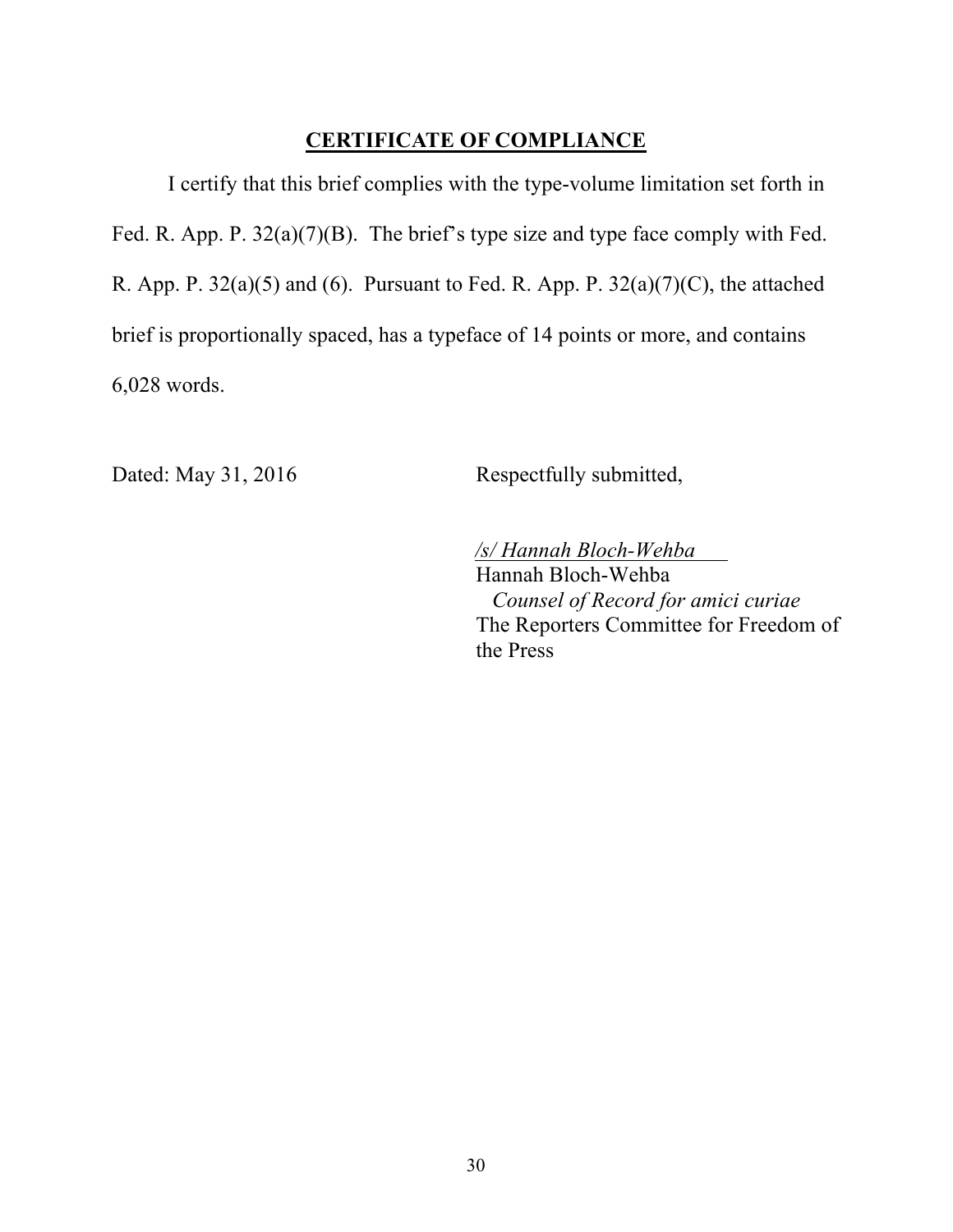## CERTIFICATE OF COMPLIANCE

I certify that this brief complies with the type-volume limitation set forth in Fed. R. App. P. 32(a)(7)(B). The brief's type size and type face comply with Fed. R. App. P. 32(a)(5) and (6). Pursuant to Fed. R. App. P. 32(a)(7)(C), the attached brief is proportionally spaced, has a typeface of 14 points or more, and contains 6,028 words.

Dated: May 31, 2016

Respectfully submitted,

*/s/ Hannah Bloch-Wehba*
Hannah Bloch-Wehba
*Counsel of Record for amici curiae*
The Reporters Committee for Freedom of the Press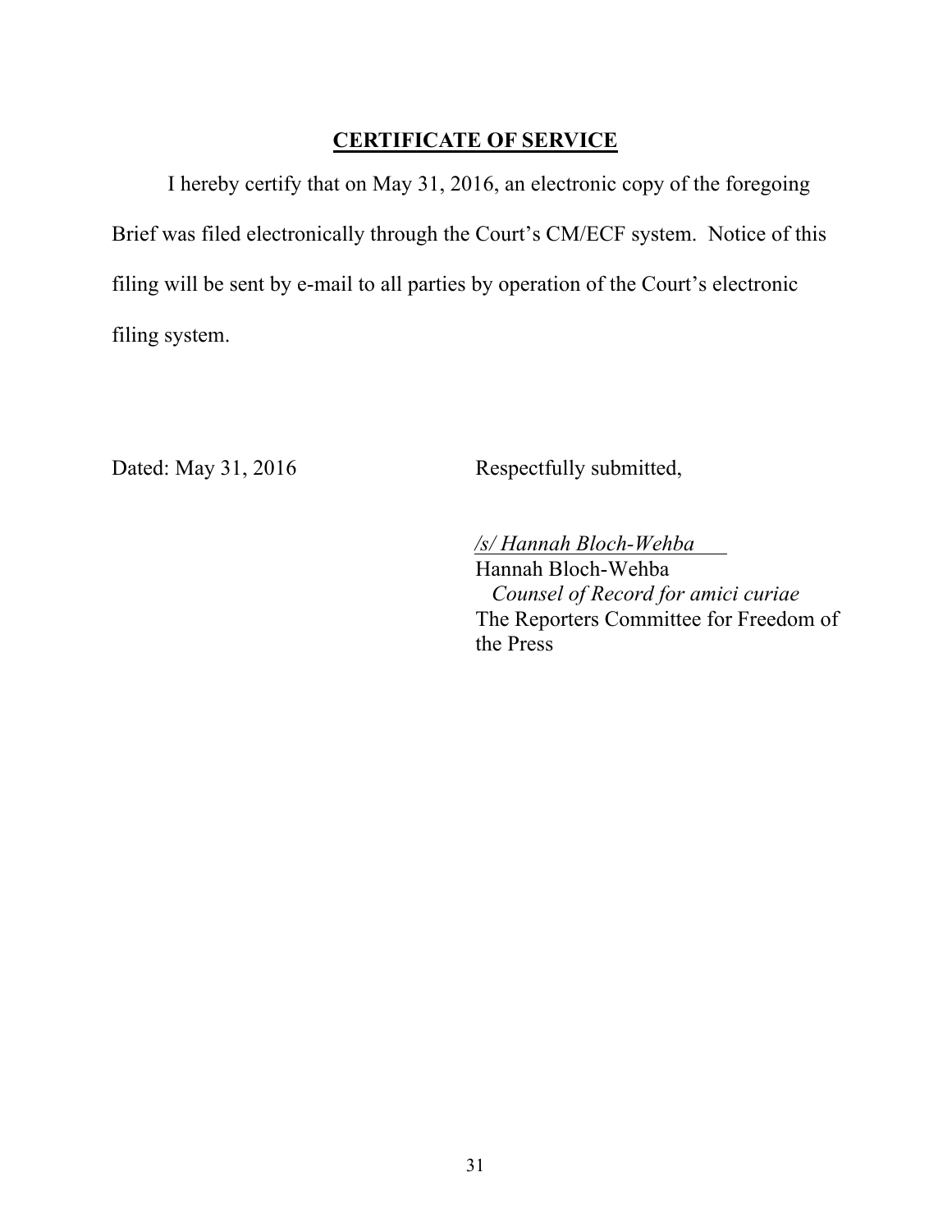## CERTIFICATE OF SERVICE

I hereby certify that on May 31, 2016, an electronic copy of the foregoing Brief was filed electronically through the Court's CM/ECF system. Notice of this filing will be sent by e-mail to all parties by operation of the Court's electronic filing system.

Dated: May 31, 2016

Respectfully submitted,

*/s/ Hannah Bloch-Wehba*
Hannah Bloch-Wehba
*Counsel of Record for amici curiae*
The Reporters Committee for Freedom of the Press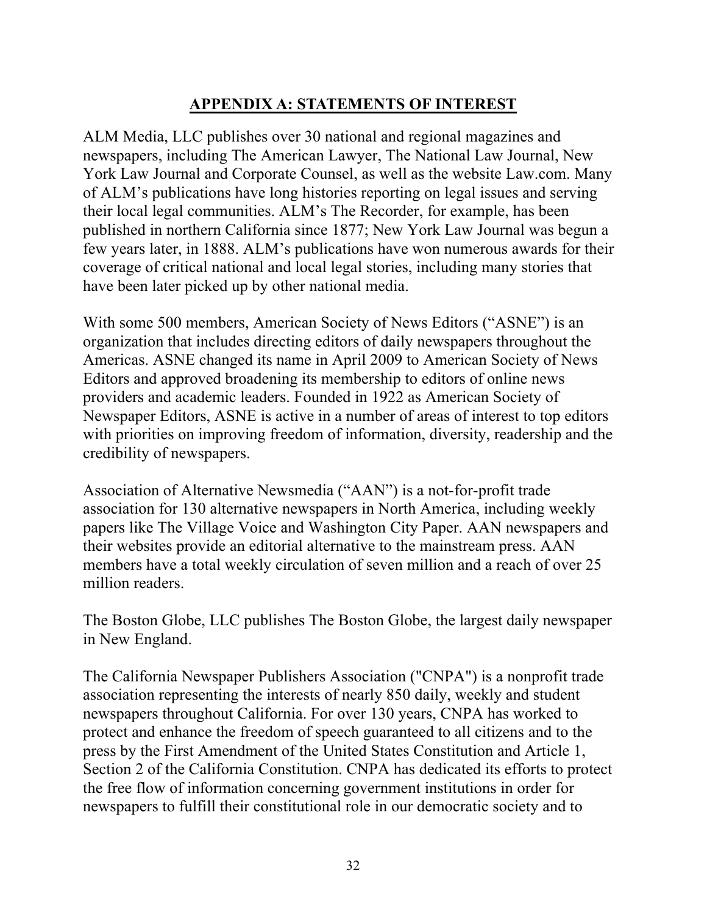## APPENDIX A: STATEMENTS OF INTEREST

ALM Media, LLC publishes over 30 national and regional magazines and newspapers, including The American Lawyer, The National Law Journal, New York Law Journal and Corporate Counsel, as well as the website Law.com. Many of ALM's publications have long histories reporting on legal issues and serving their local legal communities. ALM's The Recorder, for example, has been published in northern California since 1877; New York Law Journal was begun a few years later, in 1888. ALM's publications have won numerous awards for their coverage of critical national and local legal stories, including many stories that have been later picked up by other national media.

With some 500 members, American Society of News Editors ("ASNE") is an organization that includes directing editors of daily newspapers throughout the Americas. ASNE changed its name in April 2009 to American Society of News Editors and approved broadening its membership to editors of online news providers and academic leaders. Founded in 1922 as American Society of Newspaper Editors, ASNE is active in a number of areas of interest to top editors with priorities on improving freedom of information, diversity, readership and the credibility of newspapers.

Association of Alternative Newsmedia ("AAN") is a not-for-profit trade association for 130 alternative newspapers in North America, including weekly papers like The Village Voice and Washington City Paper. AAN newspapers and their websites provide an editorial alternative to the mainstream press. AAN members have a total weekly circulation of seven million and a reach of over 25 million readers.

The Boston Globe, LLC publishes The Boston Globe, the largest daily newspaper in New England.

The California Newspaper Publishers Association ("CNPA") is a nonprofit trade association representing the interests of nearly 850 daily, weekly and student newspapers throughout California. For over 130 years, CNPA has worked to protect and enhance the freedom of speech guaranteed to all citizens and to the press by the First Amendment of the United States Constitution and Article 1, Section 2 of the California Constitution. CNPA has dedicated its efforts to protect the free flow of information concerning government institutions in order for newspapers to fulfill their constitutional role in our democratic society and to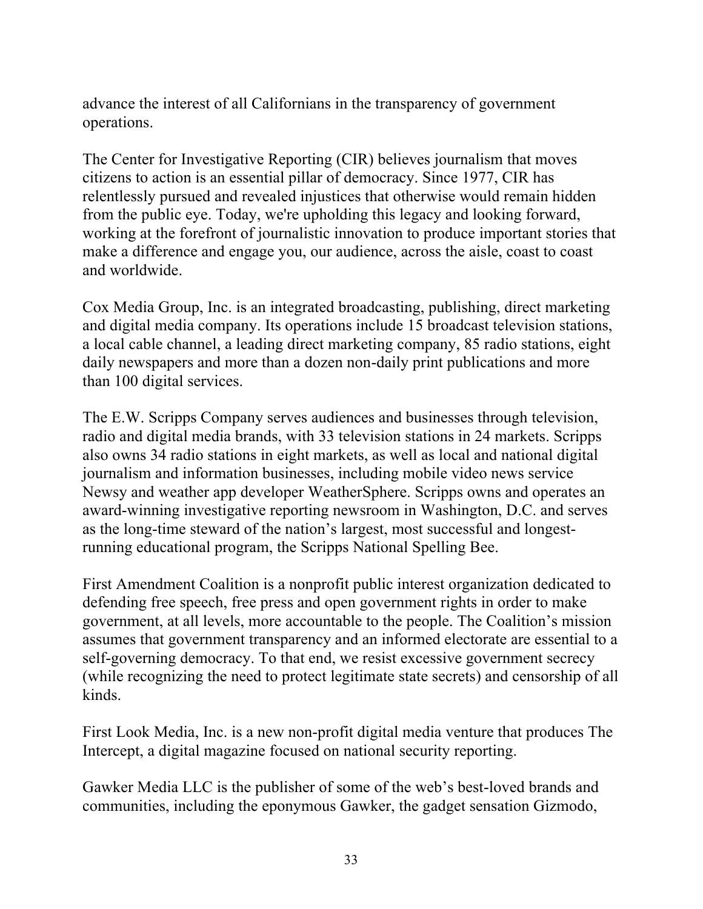advance the interest of all Californians in the transparency of government operations.

The Center for Investigative Reporting (CIR) believes journalism that moves citizens to action is an essential pillar of democracy. Since 1977, CIR has relentlessly pursued and revealed injustices that otherwise would remain hidden from the public eye. Today, we're upholding this legacy and looking forward, working at the forefront of journalistic innovation to produce important stories that make a difference and engage you, our audience, across the aisle, coast to coast and worldwide.

Cox Media Group, Inc. is an integrated broadcasting, publishing, direct marketing and digital media company. Its operations include 15 broadcast television stations, a local cable channel, a leading direct marketing company, 85 radio stations, eight daily newspapers and more than a dozen non-daily print publications and more than 100 digital services.

The E.W. Scripps Company serves audiences and businesses through television, radio and digital media brands, with 33 television stations in 24 markets. Scripps also owns 34 radio stations in eight markets, as well as local and national digital journalism and information businesses, including mobile video news service Newsy and weather app developer WeatherSphere. Scripps owns and operates an award-winning investigative reporting newsroom in Washington, D.C. and serves as the long-time steward of the nation's largest, most successful and longest-running educational program, the Scripps National Spelling Bee.

First Amendment Coalition is a nonprofit public interest organization dedicated to defending free speech, free press and open government rights in order to make government, at all levels, more accountable to the people. The Coalition's mission assumes that government transparency and an informed electorate are essential to a self-governing democracy. To that end, we resist excessive government secrecy (while recognizing the need to protect legitimate state secrets) and censorship of all kinds.

First Look Media, Inc. is a new non-profit digital media venture that produces The Intercept, a digital magazine focused on national security reporting.

Gawker Media LLC is the publisher of some of the web's best-loved brands and communities, including the eponymous Gawker, the gadget sensation Gizmodo,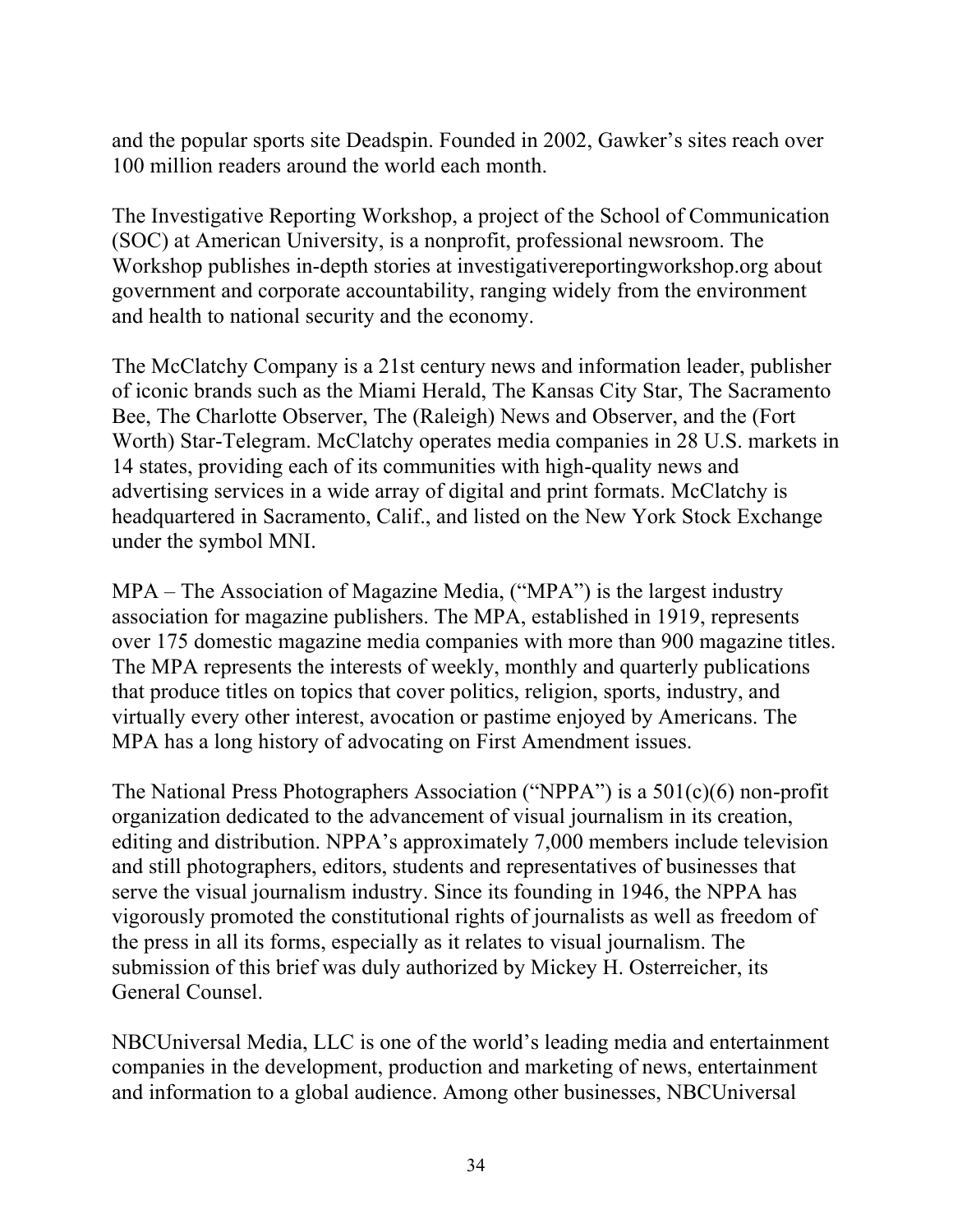and the popular sports site Deadspin. Founded in 2002, Gawker's sites reach over 100 million readers around the world each month.

The Investigative Reporting Workshop, a project of the School of Communication (SOC) at American University, is a nonprofit, professional newsroom. The Workshop publishes in-depth stories at investigativereportingworkshop.org about government and corporate accountability, ranging widely from the environment and health to national security and the economy.

The McClatchy Company is a 21st century news and information leader, publisher of iconic brands such as the Miami Herald, The Kansas City Star, The Sacramento Bee, The Charlotte Observer, The (Raleigh) News and Observer, and the (Fort Worth) Star-Telegram. McClatchy operates media companies in 28 U.S. markets in 14 states, providing each of its communities with high-quality news and advertising services in a wide array of digital and print formats. McClatchy is headquartered in Sacramento, Calif., and listed on the New York Stock Exchange under the symbol MNI.

MPA – The Association of Magazine Media, ("MPA") is the largest industry association for magazine publishers. The MPA, established in 1919, represents over 175 domestic magazine media companies with more than 900 magazine titles. The MPA represents the interests of weekly, monthly and quarterly publications that produce titles on topics that cover politics, religion, sports, industry, and virtually every other interest, avocation or pastime enjoyed by Americans. The MPA has a long history of advocating on First Amendment issues.

The National Press Photographers Association ("NPPA") is a 501(c)(6) non-profit organization dedicated to the advancement of visual journalism in its creation, editing and distribution. NPPA's approximately 7,000 members include television and still photographers, editors, students and representatives of businesses that serve the visual journalism industry. Since its founding in 1946, the NPPA has vigorously promoted the constitutional rights of journalists as well as freedom of the press in all its forms, especially as it relates to visual journalism. The submission of this brief was duly authorized by Mickey H. Osterreicher, its General Counsel.

NBCUniversal Media, LLC is one of the world's leading media and entertainment companies in the development, production and marketing of news, entertainment and information to a global audience. Among other businesses, NBCUniversal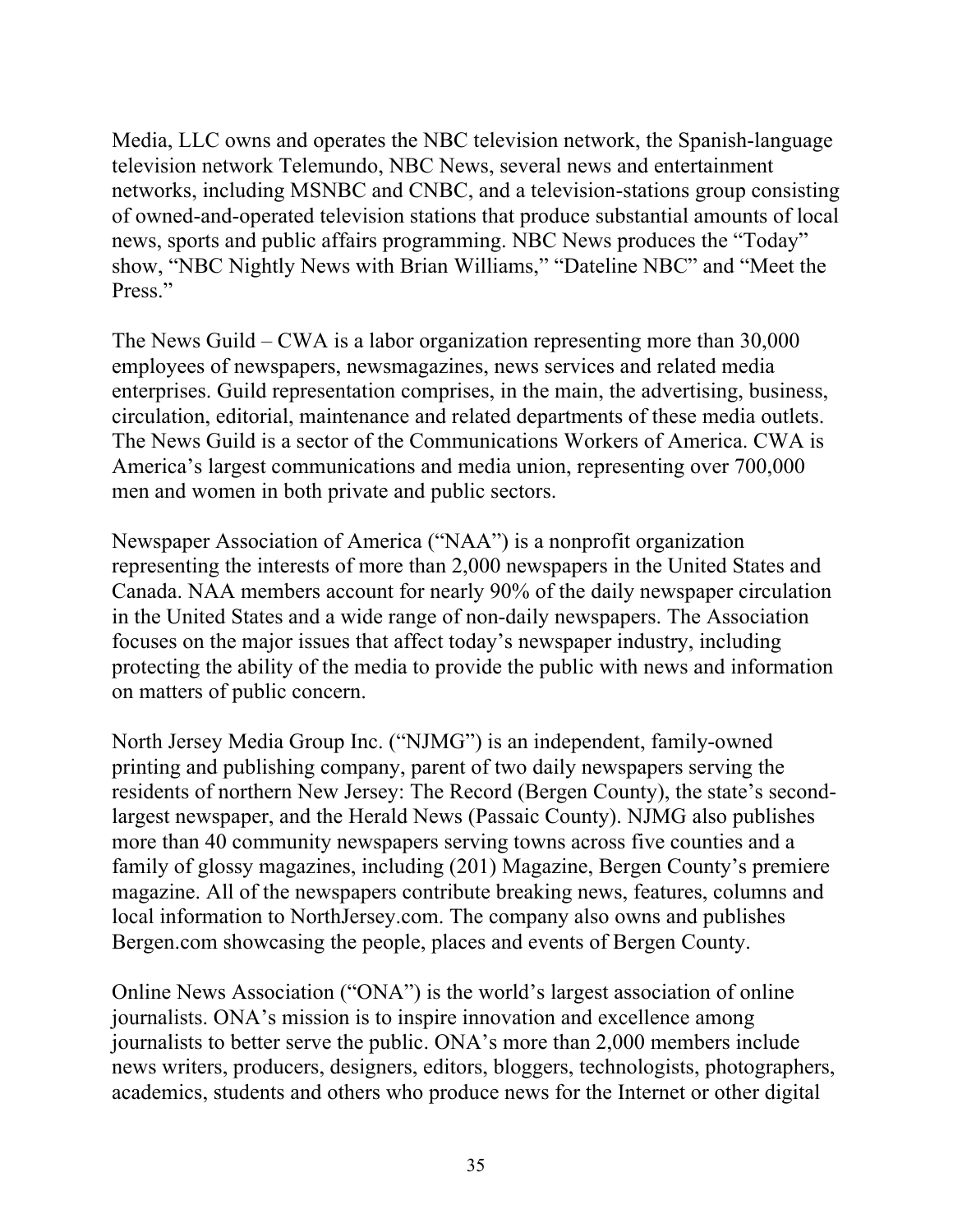Media, LLC owns and operates the NBC television network, the Spanish-language television network Telemundo, NBC News, several news and entertainment networks, including MSNBC and CNBC, and a television-stations group consisting of owned-and-operated television stations that produce substantial amounts of local news, sports and public affairs programming. NBC News produces the "Today" show, "NBC Nightly News with Brian Williams," "Dateline NBC" and "Meet the Press."

The News Guild – CWA is a labor organization representing more than 30,000 employees of newspapers, newsmagazines, news services and related media enterprises. Guild representation comprises, in the main, the advertising, business, circulation, editorial, maintenance and related departments of these media outlets. The News Guild is a sector of the Communications Workers of America. CWA is America's largest communications and media union, representing over 700,000 men and women in both private and public sectors.

Newspaper Association of America ("NAA") is a nonprofit organization representing the interests of more than 2,000 newspapers in the United States and Canada. NAA members account for nearly 90% of the daily newspaper circulation in the United States and a wide range of non-daily newspapers. The Association focuses on the major issues that affect today's newspaper industry, including protecting the ability of the media to provide the public with news and information on matters of public concern.

North Jersey Media Group Inc. ("NJMG") is an independent, family-owned printing and publishing company, parent of two daily newspapers serving the residents of northern New Jersey: The Record (Bergen County), the state's second-largest newspaper, and the Herald News (Passaic County). NJMG also publishes more than 40 community newspapers serving towns across five counties and a family of glossy magazines, including (201) Magazine, Bergen County's premiere magazine. All of the newspapers contribute breaking news, features, columns and local information to NorthJersey.com. The company also owns and publishes Bergen.com showcasing the people, places and events of Bergen County.

Online News Association ("ONA") is the world's largest association of online journalists. ONA's mission is to inspire innovation and excellence among journalists to better serve the public. ONA's more than 2,000 members include news writers, producers, designers, editors, bloggers, technologists, photographers, academics, students and others who produce news for the Internet or other digital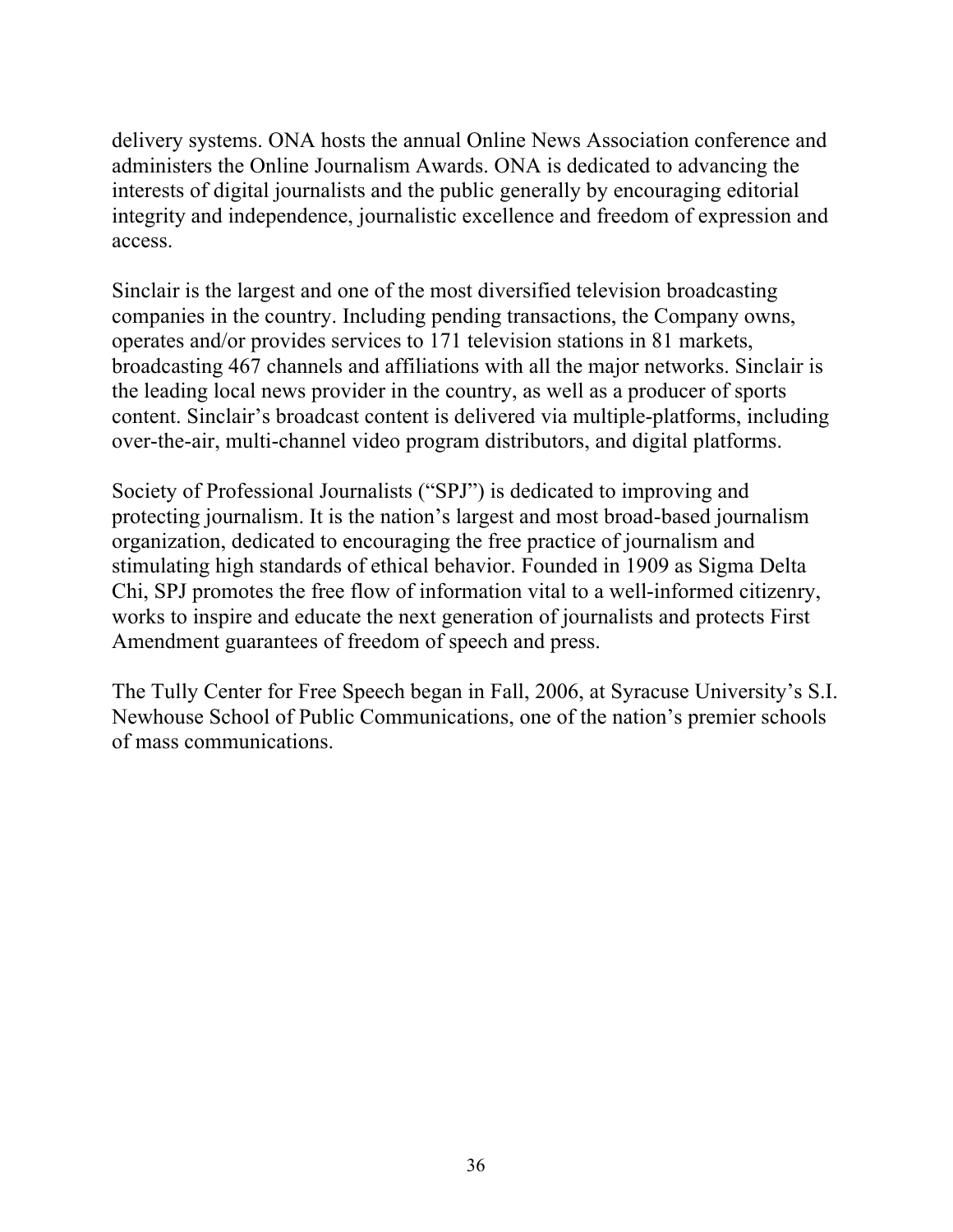delivery systems. ONA hosts the annual Online News Association conference and administers the Online Journalism Awards. ONA is dedicated to advancing the interests of digital journalists and the public generally by encouraging editorial integrity and independence, journalistic excellence and freedom of expression and access.

Sinclair is the largest and one of the most diversified television broadcasting companies in the country. Including pending transactions, the Company owns, operates and/or provides services to 171 television stations in 81 markets, broadcasting 467 channels and affiliations with all the major networks. Sinclair is the leading local news provider in the country, as well as a producer of sports content. Sinclair's broadcast content is delivered via multiple-platforms, including over-the-air, multi-channel video program distributors, and digital platforms.

Society of Professional Journalists ("SPJ") is dedicated to improving and protecting journalism. It is the nation's largest and most broad-based journalism organization, dedicated to encouraging the free practice of journalism and stimulating high standards of ethical behavior. Founded in 1909 as Sigma Delta Chi, SPJ promotes the free flow of information vital to a well-informed citizenry, works to inspire and educate the next generation of journalists and protects First Amendment guarantees of freedom of speech and press.

The Tully Center for Free Speech began in Fall, 2006, at Syracuse University's S.I. Newhouse School of Public Communications, one of the nation's premier schools of mass communications.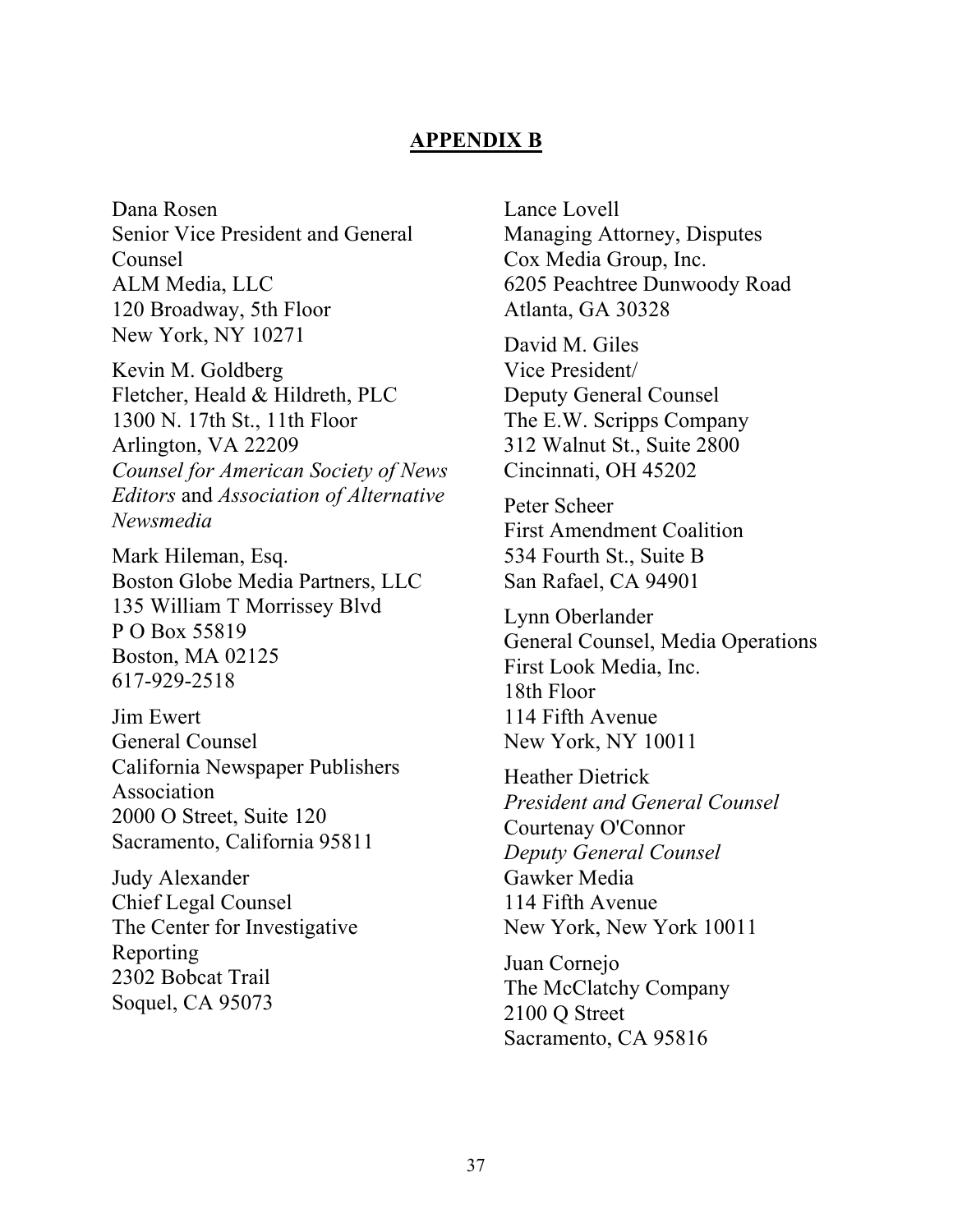**APPENDIX B**

Dana Rosen
Senior Vice President and General Counsel
ALM Media, LLC
120 Broadway, 5th Floor
New York, NY 10271

Kevin M. Goldberg
Fletcher, Heald & Hildreth, PLC
1300 N. 17th St., 11th Floor
Arlington, VA 22209
*Counsel for American Society of News Editors* and *Association of Alternative Newsmedia*

Mark Hileman, Esq.
Boston Globe Media Partners, LLC
135 William T Morrissey Blvd
P O Box 55819
Boston, MA 02125
617-929-2518

Jim Ewert
General Counsel
California Newspaper Publishers Association
2000 O Street, Suite 120
Sacramento, California 95811

Judy Alexander
Chief Legal Counsel
The Center for Investigative Reporting
2302 Bobcat Trail
Soquel, CA 95073

Lance Lovell
Managing Attorney, Disputes
Cox Media Group, Inc.
6205 Peachtree Dunwoody Road
Atlanta, GA 30328

David M. Giles
Vice President/
Deputy General Counsel
The E.W. Scripps Company
312 Walnut St., Suite 2800
Cincinnati, OH 45202

Peter Scheer
First Amendment Coalition
534 Fourth St., Suite B
San Rafael, CA 94901

Lynn Oberlander
General Counsel, Media Operations
First Look Media, Inc.
18th Floor
114 Fifth Avenue
New York, NY 10011

Heather Dietrick
*President and General Counsel*
Courtenay O'Connor
*Deputy General Counsel*
Gawker Media
114 Fifth Avenue
New York, New York 10011

Juan Cornejo
The McClatchy Company
2100 Q Street
Sacramento, CA 95816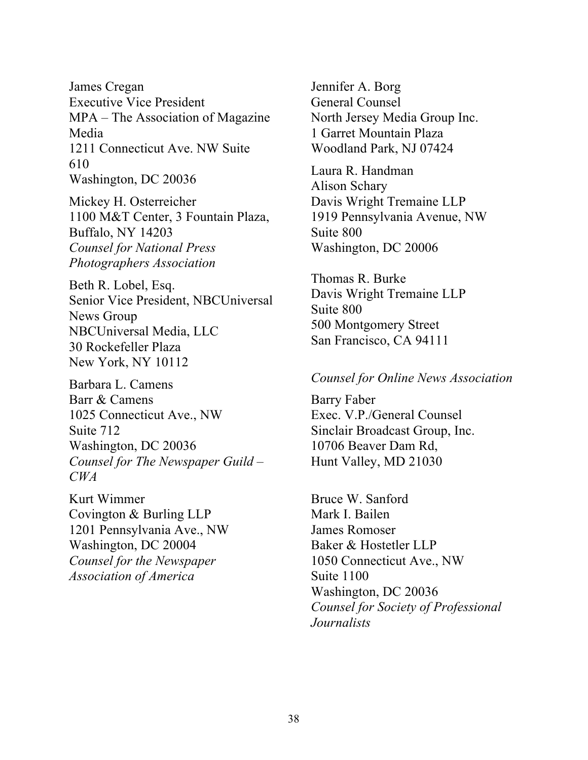James Cregan
Executive Vice President
MPA – The Association of Magazine Media
1211 Connecticut Ave. NW Suite 610
Washington, DC 20036

Mickey H. Osterreicher
1100 M&T Center, 3 Fountain Plaza,
Buffalo, NY 14203
*Counsel for National Press Photographers Association*

Beth R. Lobel, Esq.
Senior Vice President, NBCUniversal News Group
NBCUniversal Media, LLC
30 Rockefeller Plaza
New York, NY 10112

Barbara L. Camens
Barr & Camens
1025 Connecticut Ave., NW
Suite 712
Washington, DC 20036
*Counsel for The Newspaper Guild – CWA*

Kurt Wimmer
Covington & Burling LLP
1201 Pennsylvania Ave., NW
Washington, DC 20004
*Counsel for the Newspaper Association of America*

Jennifer A. Borg
General Counsel
North Jersey Media Group Inc.
1 Garret Mountain Plaza
Woodland Park, NJ 07424

Laura R. Handman
Alison Schary
Davis Wright Tremaine LLP
1919 Pennsylvania Avenue, NW
Suite 800
Washington, DC 20006

Thomas R. Burke
Davis Wright Tremaine LLP
Suite 800
500 Montgomery Street
San Francisco, CA 94111

*Counsel for Online News Association*

Barry Faber
Exec. V.P./General Counsel
Sinclair Broadcast Group, Inc.
10706 Beaver Dam Rd,
Hunt Valley, MD 21030

Bruce W. Sanford
Mark I. Bailen
James Romoser
Baker & Hostetler LLP
1050 Connecticut Ave., NW
Suite 1100
Washington, DC 20036
*Counsel for Society of Professional Journalists*